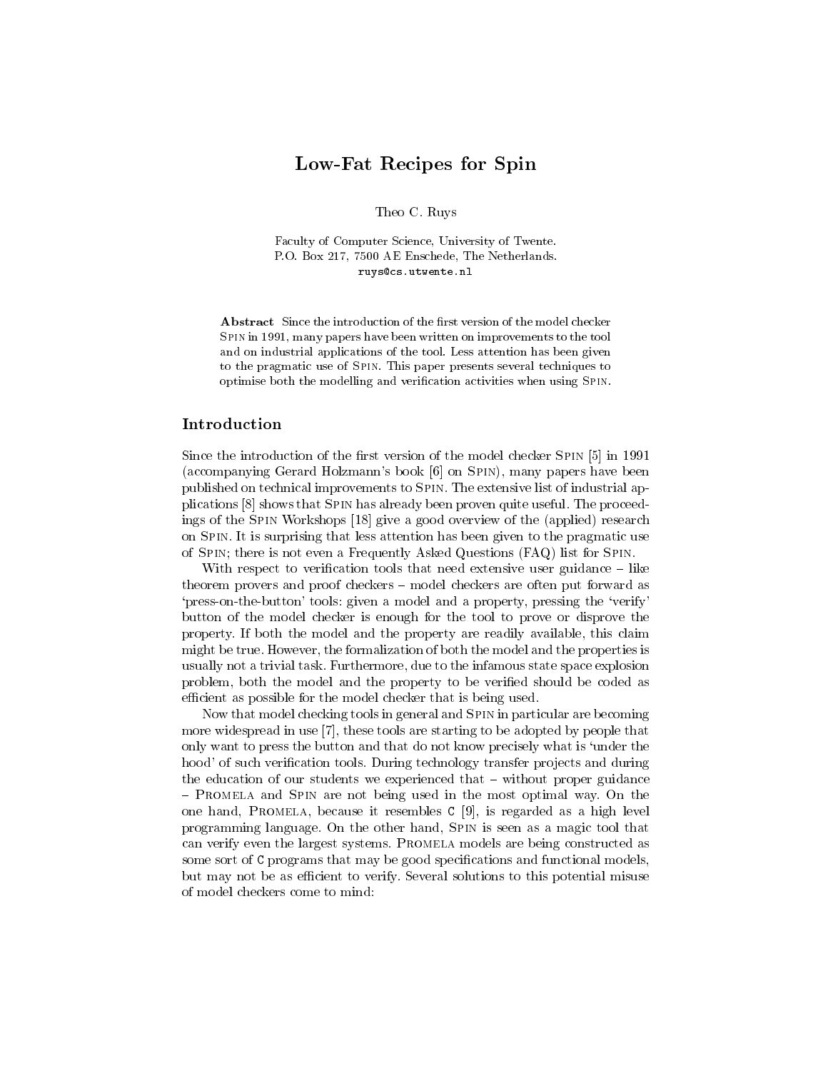# Low-Fat Recipes for Spin

Theo C. Ruys

Faculty of Computer Science, University of Twente.
P.O. Box 217, 7500 AE Enschede, The Netherlands.
`ruys@cs.utwente.nl`

**Abstract** Since the introduction of the first version of the model checker SPIN in 1991, many papers have been written on improvements to the tool and on industrial applications of the tool. Less attention has been given to the pragmatic use of SPIN. This paper presents several techniques to optimise both the modelling and verification activities when using SPIN.

## Introduction

Since the introduction of the first version of the model checker SPIN [5] in 1991 (accompanying Gerard Holzmann's book [6] on SPIN), many papers have been published on technical improvements to SPIN. The extensive list of industrial applications [8] shows that SPIN has already been proven quite useful. The proceedings of the SPIN Workshops [18] give a good overview of the (applied) research on SPIN. It is surprising that less attention has been given to the pragmatic use of SPIN; there is not even a Frequently Asked Questions (FAQ) list for SPIN.

With respect to verification tools that need extensive user guidance – like theorem provers and proof checkers – model checkers are often put forward as 'press-on-the-button' tools: given a model and a property, pressing the 'verify' button of the model checker is enough for the tool to prove or disprove the property. If both the model and the property are readily available, this claim might be true. However, the formalization of both the model and the properties is usually not a trivial task. Furthermore, due to the infamous state space explosion problem, both the model and the property to be verified should be coded as efficient as possible for the model checker that is being used.

Now that model checking tools in general and SPIN in particular are becoming more widespread in use [7], these tools are starting to be adopted by people that only want to press the button and that do not know precisely what is 'under the hood' of such verification tools. During technology transfer projects and during the education of our students we experienced that – without proper guidance – PROMELA and SPIN are not being used in the most optimal way. On the one hand, PROMELA, because it resembles C [9], is regarded as a high level programming language. On the other hand, SPIN is seen as a magic tool that can verify even the largest systems. PROMELA models are being constructed as some sort of C programs that may be good specifications and functional models, but may not be as efficient to verify. Several solutions to this potential misuse of model checkers come to mind: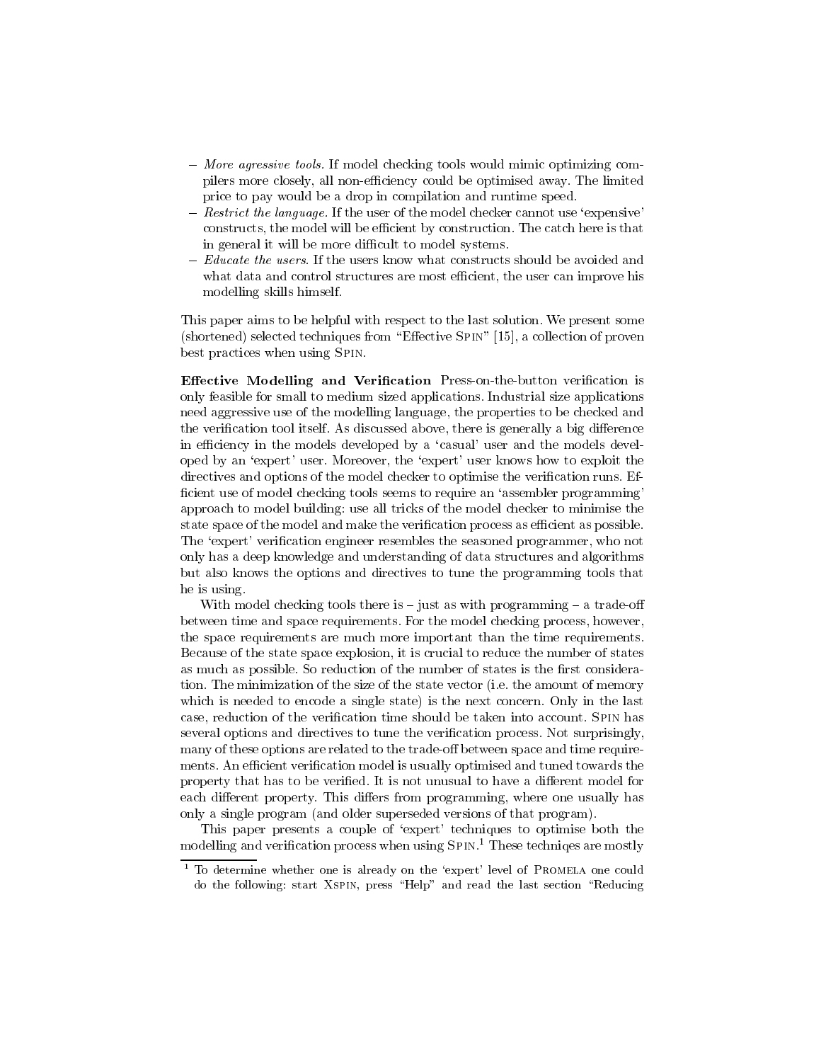- *More agressive tools.* If model checking tools would mimic optimizing compilers more closely, all non-efficiency could be optimised away. The limited price to pay would be a drop in compilation and runtime speed.
- *Restrict the language.* If the user of the model checker cannot use 'expensive' constructs, the model will be efficient by construction. The catch here is that in general it will be more difficult to model systems.
- *Educate the users.* If the users know what constructs should be avoided and what data and control structures are most efficient, the user can improve his modelling skills himself.

This paper aims to be helpful with respect to the last solution. We present some (shortened) selected techniques from "Effective SPIN" [15], a collection of proven best practices when using SPIN.

**Effective Modelling and Verification** Press-on-the-button verification is only feasible for small to medium sized applications. Industrial size applications need aggressive use of the modelling language, the properties to be checked and the verification tool itself. As discussed above, there is generally a big difference in efficiency in the models developed by a 'casual' user and the models developed by an 'expert' user. Moreover, the 'expert' user knows how to exploit the directives and options of the model checker to optimise the verification runs. Efficient use of model checking tools seems to require an 'assembler programming' approach to model building: use all tricks of the model checker to minimise the state space of the model and make the verification process as efficient as possible. The 'expert' verification engineer resembles the seasoned programmer, who not only has a deep knowledge and understanding of data structures and algorithms but also knows the options and directives to tune the programming tools that he is using.

With model checking tools there is – just as with programming – a trade-off between time and space requirements. For the model checking process, however, the space requirements are much more important than the time requirements. Because of the state space explosion, it is crucial to reduce the number of states as much as possible. So reduction of the number of states is the first consideration. The minimization of the size of the state vector (i.e. the amount of memory which is needed to encode a single state) is the next concern. Only in the last case, reduction of the verification time should be taken into account. SPIN has several options and directives to tune the verification process. Not surprisingly, many of these options are related to the trade-off between space and time requirements. An efficient verification model is usually optimised and tuned towards the property that has to be verified. It is not unusual to have a different model for each different property. This differs from programming, where one usually has only a single program (and older superseded versions of that program).

This paper presents a couple of 'expert' techniques to optimise both the modelling and verification process when using SPIN.[1] These techniqes are mostly

[1] To determine whether one is already on the 'expert' level of PROMELA one could do the following: start XSPIN, press "Help" and read the last section "Reducing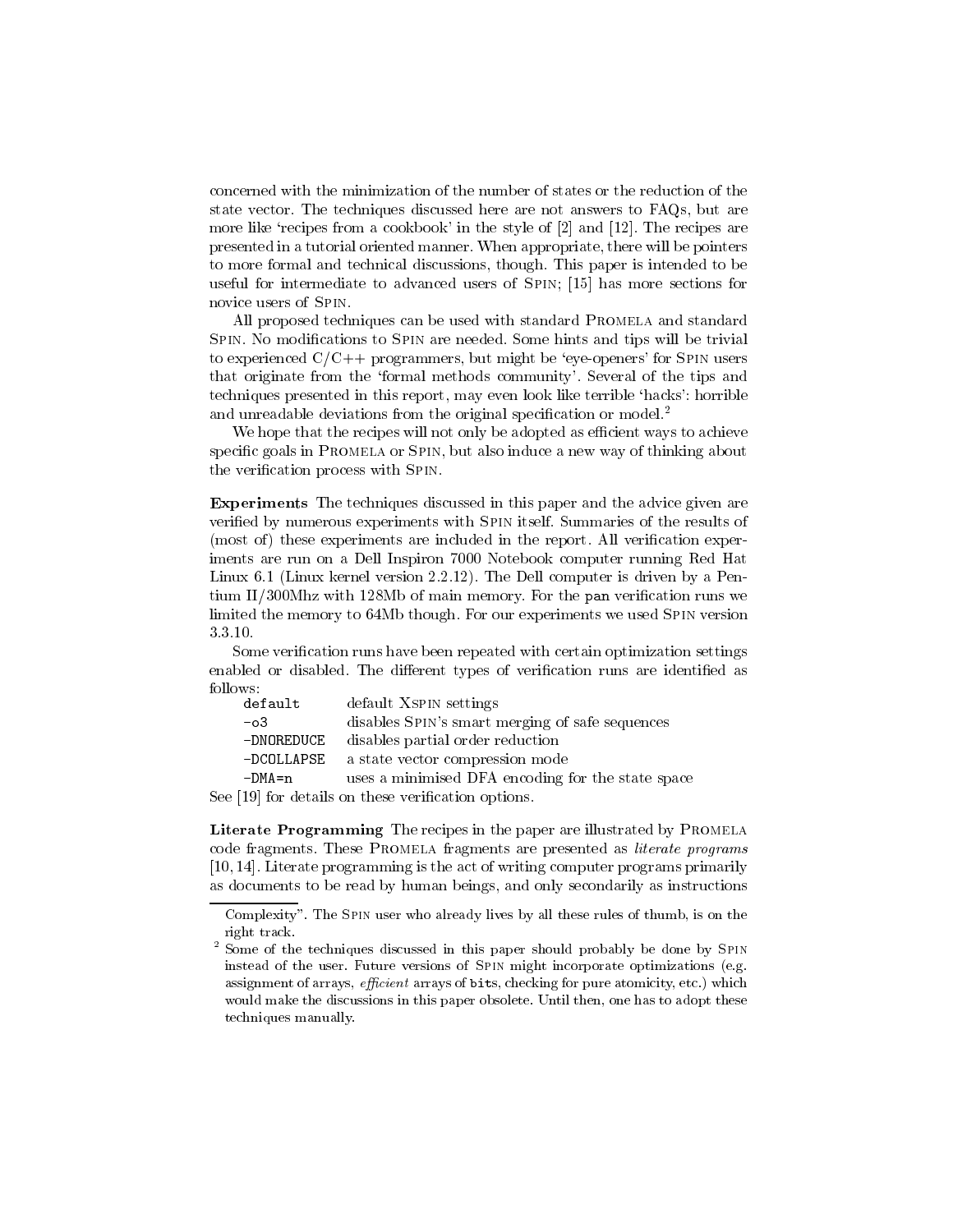concerned with the minimization of the number of states or the reduction of the state vector. The techniques discussed here are not answers to FAQs, but are more like 'recipes from a cookbook' in the style of [2] and [12]. The recipes are presented in a tutorial oriented manner. When appropriate, there will be pointers to more formal and technical discussions, though. This paper is intended to be useful for intermediate to advanced users of SPIN; [15] has more sections for novice users of SPIN.

All proposed techniques can be used with standard PROMELA and standard SPIN. No modifications to SPIN are needed. Some hints and tips will be trivial to experienced C/C++ programmers, but might be 'eye-openers' for SPIN users that originate from the 'formal methods community'. Several of the tips and techniques presented in this report, may even look like terrible 'hacks': horrible and unreadable deviations from the original specification or model.[2]

We hope that the recipes will not only be adopted as efficient ways to achieve specific goals in PROMELA or SPIN, but also induce a new way of thinking about the verification process with SPIN.

**Experiments** The techniques discussed in this paper and the advice given are verified by numerous experiments with SPIN itself. Summaries of the results of (most of) these experiments are included in the report. All verification experiments are run on a Dell Inspiron 7000 Notebook computer running Red Hat Linux 6.1 (Linux kernel version 2.2.12). The Dell computer is driven by a Pentium II/300Mhz with 128Mb of main memory. For the `pan` verification runs we limited the memory to 64Mb though. For our experiments we used SPIN version 3.3.10.

Some verification runs have been repeated with certain optimization settings enabled or disabled. The different types of verification runs are identified as follows:

| | |
|---|---|
| `default` | default XSPIN settings |
| `-o3` | disables SPIN's smart merging of safe sequences |
| `-DNOREDUCE` | disables partial order reduction |
| `-DCOLLAPSE` | a state vector compression mode |
| `-DMA=n` | uses a minimised DFA encoding for the state space |

See [19] for details on these verification options.

**Literate Programming** The recipes in the paper are illustrated by PROMELA code fragments. These PROMELA fragments are presented as *literate programs* [10, 14]. Literate programming is the act of writing computer programs primarily as documents to be read by human beings, and only secondarily as instructions

---

Complexity". The SPIN user who already lives by all these rules of thumb, is on the right track.

[2] Some of the techniques discussed in this paper should probably be done by SPIN instead of the user. Future versions of SPIN might incorporate optimizations (e.g. assignment of arrays, *efficient* arrays of `bit`s, checking for pure atomicity, etc.) which would make the discussions in this paper obsolete. Until then, one has to adopt these techniques manually.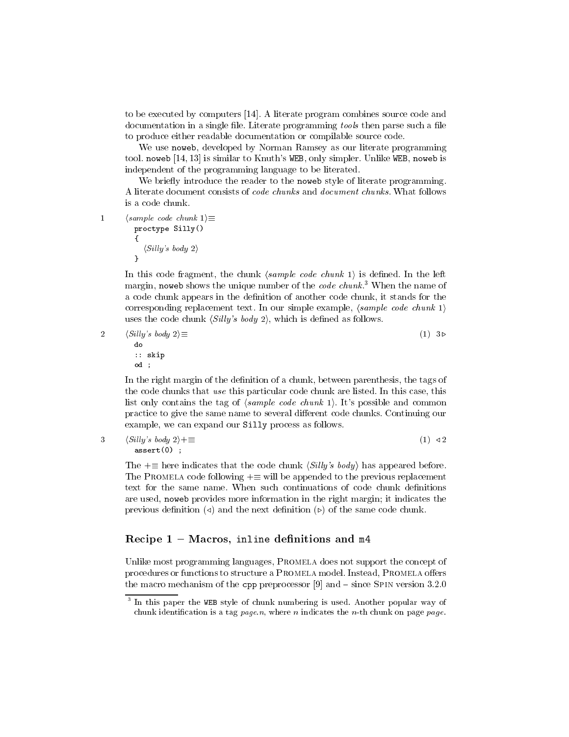to be executed by computers [14]. A literate program combines source code and documentation in a single file. Literate programming *tools* then parse such a file to produce either readable documentation or compilable source code.

We use `noweb`, developed by Norman Ramsey as our literate programming tool. `noweb` [14, 13] is similar to Knuth's `WEB`, only simpler. Unlike `WEB`, `noweb` is independent of the programming language to be literated.

We briefly introduce the reader to the `noweb` style of literate programming. A literate document consists of *code chunks* and *document chunks*. What follows is a code chunk.

```
1   ⟨sample code chunk 1⟩≡
      proctype Silly()
      {
        ⟨Silly's body 2⟩
      }
```

In this code fragment, the chunk ⟨*sample code chunk* 1⟩ is defined. In the left margin, `noweb` shows the unique number of the *code chunk*.[3] When the name of a code chunk appears in the definition of another code chunk, it stands for the corresponding replacement text. In our simple example, ⟨*sample code chunk* 1⟩ uses the code chunk ⟨*Silly's body* 2⟩, which is defined as follows.

```
2   ⟨Silly's body 2⟩≡                                        (1)  3▷
      do
      :: skip
      od ;
```

In the right margin of the definition of a chunk, between parenthesis, the tags of the code chunks that *use* this particular code chunk are listed. In this case, this list only contains the tag of ⟨*sample code chunk* 1⟩. It's possible and common practice to give the same name to several different code chunks. Continuing our example, we can expand our `Silly` process as follows.

```
3   ⟨Silly's body 2⟩+≡                                       (1)  ◁2
      assert(0) ;
```

The +≡ here indicates that the code chunk ⟨*Silly's body*⟩ has appeared before. The PROMELA code following +≡ will be appended to the previous replacement text for the same name. When such continuations of code chunk definitions are used, `noweb` provides more information in the right margin; it indicates the previous definition (◁) and the next definition (▷) of the same code chunk.

## Recipe 1 – Macros, `inline` definitions and `m4`

Unlike most programming languages, PROMELA does not support the concept of procedures or functions to structure a PROMELA model. Instead, PROMELA offers the macro mechanism of the `cpp` preprocessor [9] and – since SPIN version 3.2.0

[3] In this paper the `WEB` style of chunk numbering is used. Another popular way of chunk identification is a tag *page.n*, where *n* indicates the *n*-th chunk on page *page*.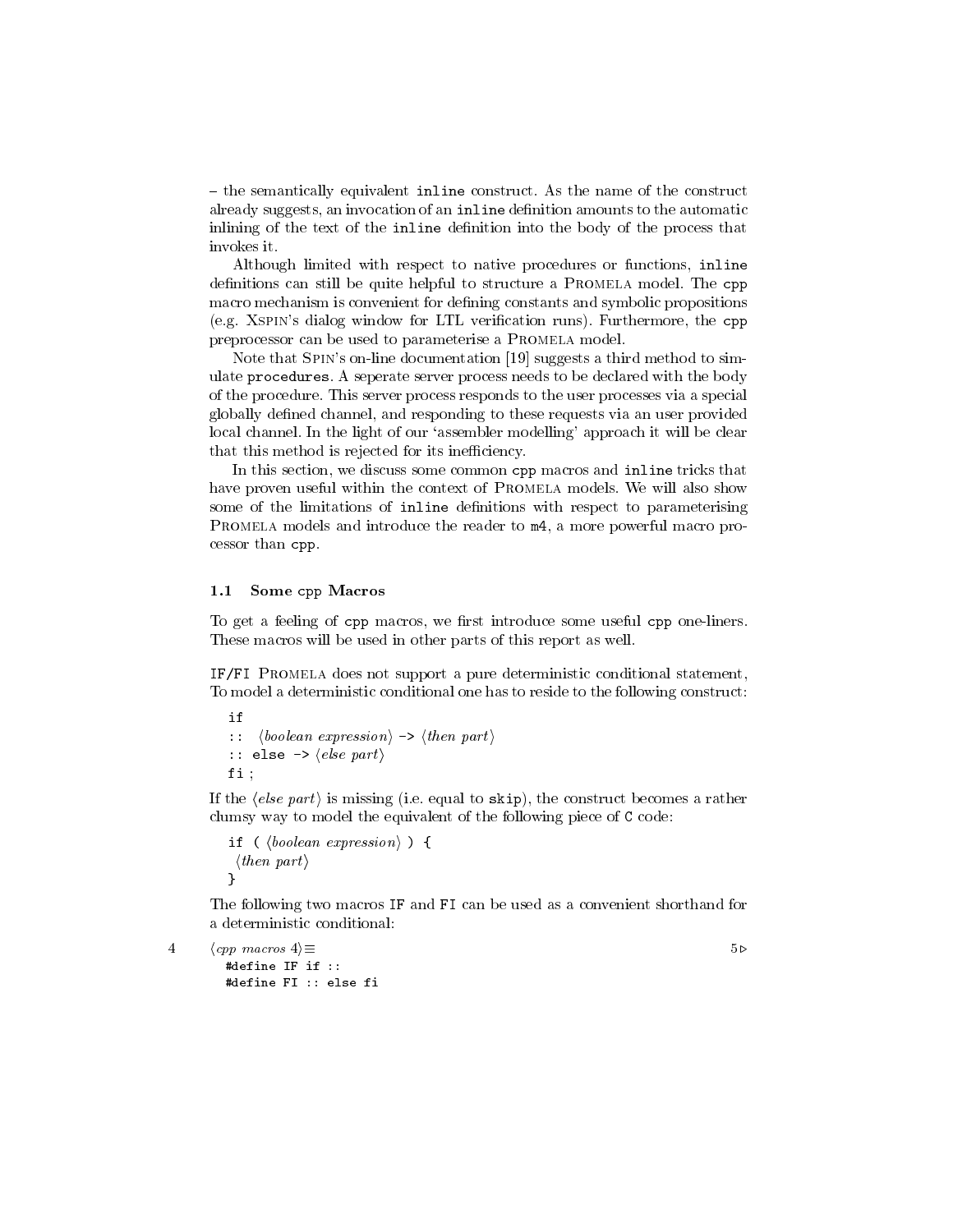– the semantically equivalent `inline` construct. As the name of the construct already suggests, an invocation of an `inline` definition amounts to the automatic inlining of the text of the `inline` definition into the body of the process that invokes it.

Although limited with respect to native procedures or functions, `inline` definitions can still be quite helpful to structure a PROMELA model. The `cpp` macro mechanism is convenient for defining constants and symbolic propositions (e.g. XSPIN's dialog window for LTL verification runs). Furthermore, the `cpp` preprocessor can be used to parameterise a PROMELA model.

Note that SPIN's on-line documentation [19] suggests a third method to simulate `procedures`. A seperate server process needs to be declared with the body of the procedure. This server process responds to the user processes via a special globally defined channel, and responding to these requests via an user provided local channel. In the light of our 'assembler modelling' approach it will be clear that this method is rejected for its inefficiency.

In this section, we discuss some common `cpp` macros and `inline` tricks that have proven useful within the context of PROMELA models. We will also show some of the limitations of `inline` definitions with respect to parameterising PROMELA models and introduce the reader to `m4`, a more powerful macro processor than `cpp`.

### 1.1 Some cpp Macros

To get a feeling of `cpp` macros, we first introduce some useful `cpp` one-liners. These macros will be used in other parts of this report as well.

`IF/FI` PROMELA does not support a pure deterministic conditional statement, To model a deterministic conditional one has to reside to the following construct:

```
if
:: ⟨boolean expression⟩ -> ⟨then part⟩
:: else -> ⟨else part⟩
fi ;
```

If the ⟨*else part*⟩ is missing (i.e. equal to `skip`), the construct becomes a rather clumsy way to model the equivalent of the following piece of `C` code:

```
if ( ⟨boolean expression⟩ ) {
 ⟨then part⟩
}
```

The following two macros `IF` and `FI` can be used as a convenient shorthand for a deterministic conditional:

4 ⟨*cpp macros* 4⟩≡ 5▷

```
#define IF if ::
#define FI :: else fi
```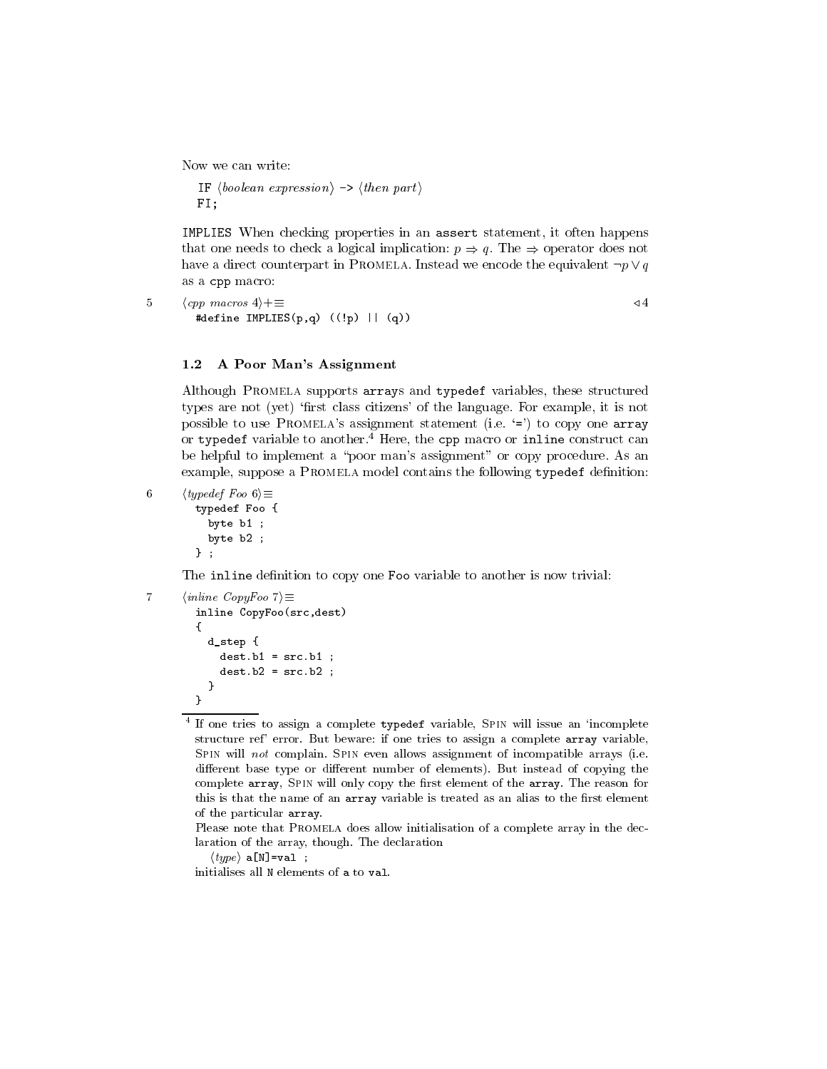Now we can write:

```
IF ⟨boolean expression⟩ -> ⟨then part⟩
FI;
```

IMPLIES When checking properties in an assert statement, it often happens that one needs to check a logical implication: $p \Rightarrow q$. The $\Rightarrow$ operator does not have a direct counterpart in Promela. Instead we encode the equivalent $\neg p \vee q$ as a cpp macro:

5 ⟨*cpp macros* 4⟩+≡ ◁4

```
#define IMPLIES(p,q) ((!p) || (q))
```

### 1.2 A Poor Man's Assignment

Although Promela supports arrays and typedef variables, these structured types are not (yet) 'first class citizens' of the language. For example, it is not possible to use Promela's assignment statement (i.e. '=') to copy one array or typedef variable to another.[4] Here, the cpp macro or inline construct can be helpful to implement a "poor man's assignment" or copy procedure. As an example, suppose a Promela model contains the following typedef definition:

6 ⟨*typedef Foo* 6⟩≡

```
typedef Foo {
  byte b1 ;
  byte b2 ;
} ;
```

The inline definition to copy one Foo variable to another is now trivial:

7 ⟨*inline CopyFoo* 7⟩≡

```
inline CopyFoo(src,dest)
{
  d_step {
    dest.b1 = src.b1 ;
    dest.b2 = src.b2 ;
  }
}
```

[4] If one tries to assign a complete typedef variable, Spin will issue an 'incomplete structure ref' error. But beware: if one tries to assign a complete array variable, Spin will *not* complain. Spin even allows assignment of incompatible arrays (i.e. different base type or different number of elements). But instead of copying the complete array, Spin will only copy the first element of the array. The reason for this is that the name of an array variable is treated as an alias to the first element of the particular array.

Please note that Promela does allow initialisation of a complete array in the declaration of the array, though. The declaration

⟨*type*⟩ a[N]=val ;

initialises all N elements of a to val.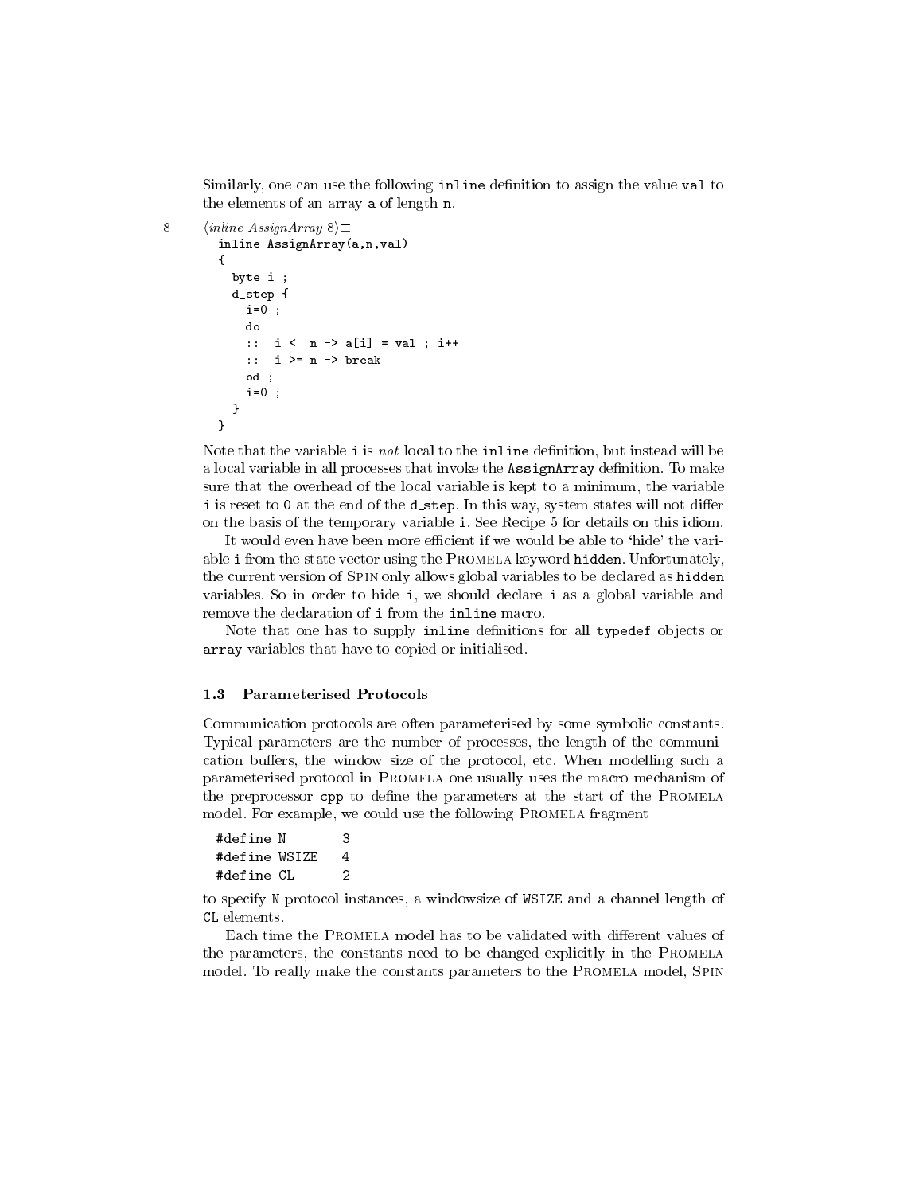Similarly, one can use the following `inline` definition to assign the value `val` to the elements of an array `a` of length `n`.

8 ⟨*inline AssignArray 8*⟩≡

```
inline AssignArray(a,n,val)
{
  byte i ;
  d_step {
    i=0 ;
    do
    ::  i <  n -> a[i] = val ; i++
    ::  i >= n -> break
    od ;
    i=0 ;
  }
}
```

Note that the variable `i` is *not* local to the `inline` definition, but instead will be a local variable in all processes that invoke the `AssignArray` definition. To make sure that the overhead of the local variable is kept to a minimum, the variable `i` is reset to `0` at the end of the `d_step`. In this way, system states will not differ on the basis of the temporary variable `i`. See Recipe 5 for details on this idiom.

It would even have been more efficient if we would be able to 'hide' the variable `i` from the state vector using the Promela keyword `hidden`. Unfortunately, the current version of Spin only allows global variables to be declared as `hidden` variables. So in order to hide `i`, we should declare `i` as a global variable and remove the declaration of `i` from the `inline` macro.

Note that one has to supply `inline` definitions for all `typedef` objects or `array` variables that have to copied or initialised.

### 1.3 Parameterised Protocols

Communication protocols are often parameterised by some symbolic constants. Typical parameters are the number of processes, the length of the communication buffers, the window size of the protocol, etc. When modelling such a parameterised protocol in Promela one usually uses the macro mechanism of the preprocessor `cpp` to define the parameters at the start of the Promela model. For example, we could use the following Promela fragment

```
#define N       3
#define WSIZE   4
#define CL      2
```

to specify `N` protocol instances, a windowsize of `WSIZE` and a channel length of `CL` elements.

Each time the Promela model has to be validated with different values of the parameters, the constants need to be changed explicitly in the Promela model. To really make the constants parameters to the Promela model, Spin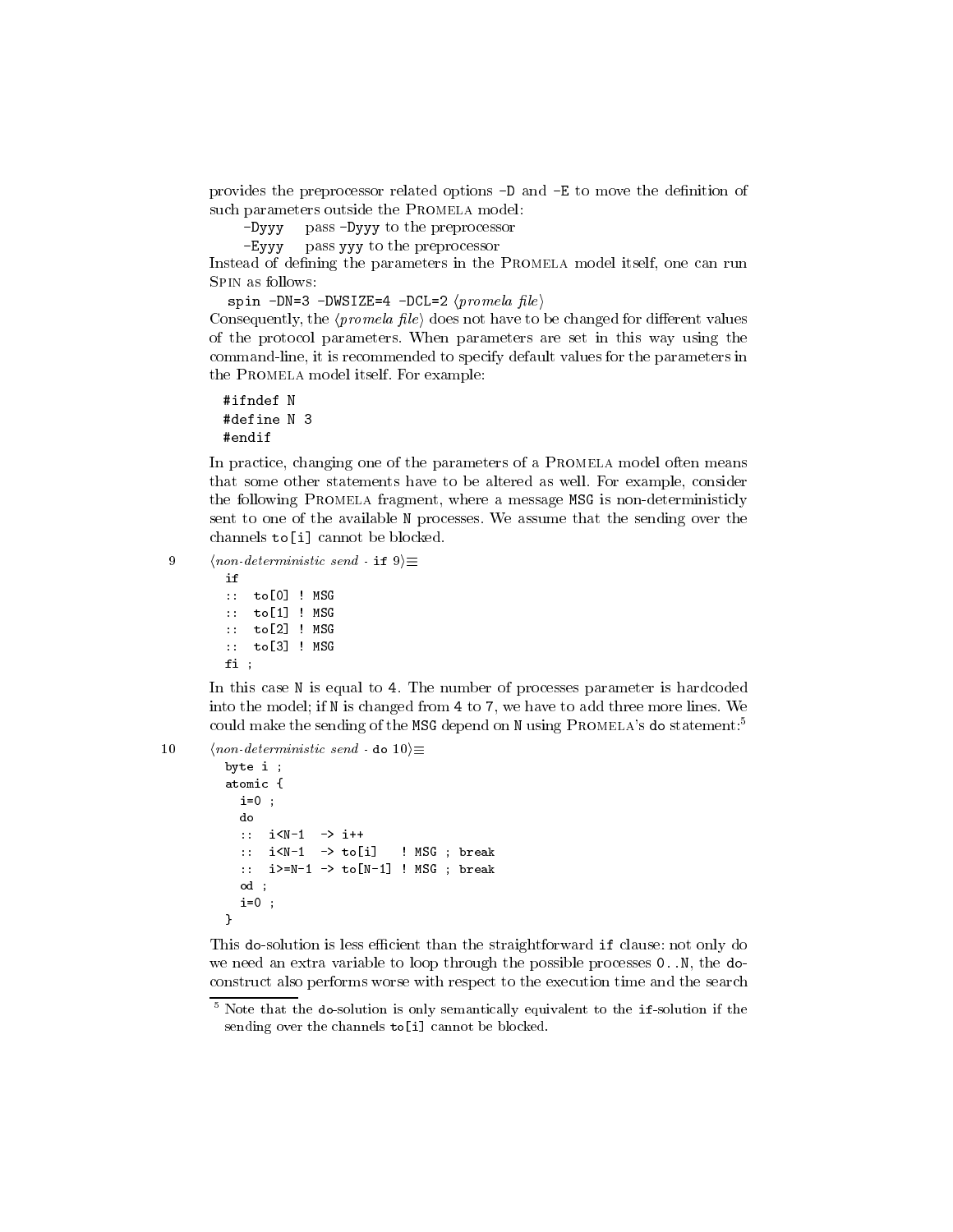provides the preprocessor related options -D and -E to move the definition of such parameters outside the PROMELA model:

-Dyyy  pass -Dyyy to the preprocessor
-Eyyy  pass yyy to the preprocessor

Instead of defining the parameters in the PROMELA model itself, one can run SPIN as follows:

```
spin -DN=3 -DWSIZE=4 -DCL=2 ⟨promela file⟩
```

Consequently, the ⟨*promela file*⟩ does not have to be changed for different values of the protocol parameters. When parameters are set in this way using the command-line, it is recommended to specify default values for the parameters in the PROMELA model itself. For example:

```
#ifndef N
#define N 3
#endif
```

In practice, changing one of the parameters of a PROMELA model often means that some other statements have to be altered as well. For example, consider the following PROMELA fragment, where a message MSG is non-deterministicly sent to one of the available N processes. We assume that the sending over the channels to[i] cannot be blocked.

9 ⟨*non-deterministic send* - if 9⟩≡

```
if
:: to[0] ! MSG
:: to[1] ! MSG
:: to[2] ! MSG
:: to[3] ! MSG
fi ;
```

In this case N is equal to 4. The number of processes parameter is hardcoded into the model; if N is changed from 4 to 7, we have to add three more lines. We could make the sending of the MSG depend on N using PROMELA's do statement:[5]

10 ⟨*non-deterministic send* - do 10⟩≡

```
byte i ;
atomic {
  i=0 ;
  do
  :: i<N-1  -> i++
  :: i<N-1  -> to[i]   ! MSG ; break
  :: i>=N-1 -> to[N-1] ! MSG ; break
  od ;
  i=0 ;
}
```

This do-solution is less efficient than the straightforward if clause: not only do we need an extra variable to loop through the possible processes 0..N, the do-construct also performs worse with respect to the execution time and the search

[5] Note that the do-solution is only semantically equivalent to the if-solution if the sending over the channels to[i] cannot be blocked.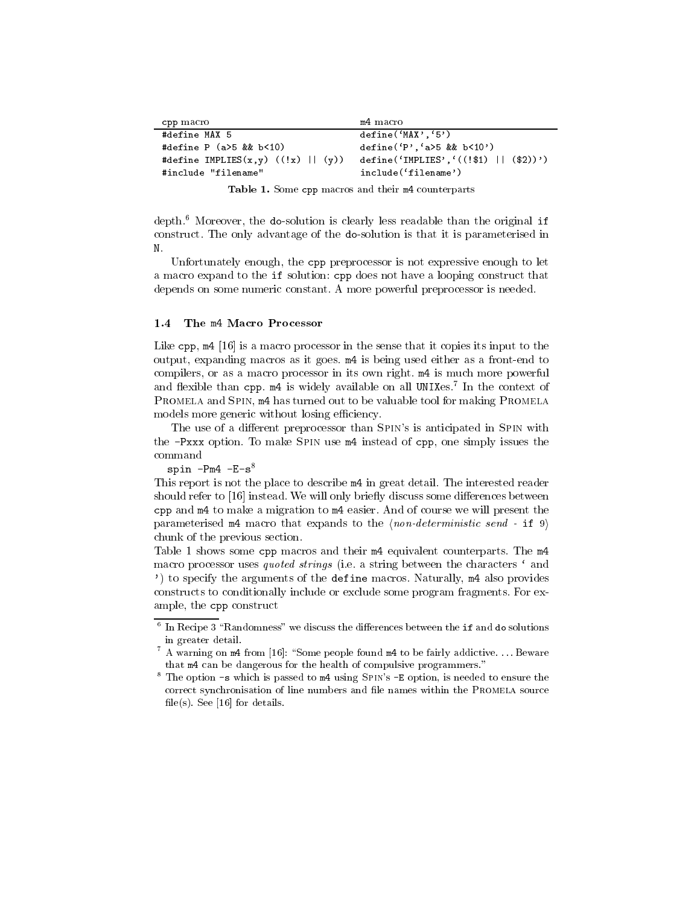| cpp macro | m4 macro |
|---|---|
| `#define MAX 5` | `define(‘MAX’,‘5’)` |
| `#define P (a>5 && b<10)` | `define(‘P’,‘a>5 && b<10’)` |
| `#define IMPLIES(x,y) ((!x) \|\| (y))` | `define(‘IMPLIES’,‘((!$1) \|\| ($2))’)` |
| `#include "filename"` | `include(‘filename’)` |

**Table 1.** Some cpp macros and their m4 counterparts

depth.[6] Moreover, the do-solution is clearly less readable than the original if construct. The only advantage of the do-solution is that it is parameterised in N.

Unfortunately enough, the cpp preprocessor is not expressive enough to let a macro expand to the if solution: cpp does not have a looping construct that depends on some numeric constant. A more powerful preprocessor is needed.

### 1.4 The m4 Macro Processor

Like cpp, m4 [16] is a macro processor in the sense that it copies its input to the output, expanding macros as it goes. m4 is being used either as a front-end to compilers, or as a macro processor in its own right. m4 is much more powerful and flexible than cpp. m4 is widely available on all UNIXes.[7] In the context of Promela and Spin, m4 has turned out to be valuable tool for making Promela models more generic without losing efficiency.

The use of a different preprocessor than Spin's is anticipated in Spin with the -Pxxx option. To make Spin use m4 instead of cpp, one simply issues the command

spin -Pm4 -E-s[8]

This report is not the place to describe m4 in great detail. The interested reader should refer to [16] instead. We will only briefly discuss some differences between cpp and m4 to make a migration to m4 easier. And of course we will present the parameterised m4 macro that expands to the ⟨*non-deterministic send* - if 9⟩ chunk of the previous section.

Table 1 shows some cpp macros and their m4 equivalent counterparts. The m4 macro processor uses *quoted strings* (i.e. a string between the characters ‘ and ’) to specify the arguments of the define macros. Naturally, m4 also provides constructs to conditionally include or exclude some program fragments. For example, the cpp construct

[6] In Recipe 3 "Randomness" we discuss the differences between the if and do solutions in greater detail.

[7] A warning on m4 from [16]: "Some people found m4 to be fairly addictive. ... Beware that m4 can be dangerous for the health of compulsive programmers."

[8] The option -s which is passed to m4 using Spin's -E option, is needed to ensure the correct synchronisation of line numbers and file names within the Promela source file(s). See [16] for details.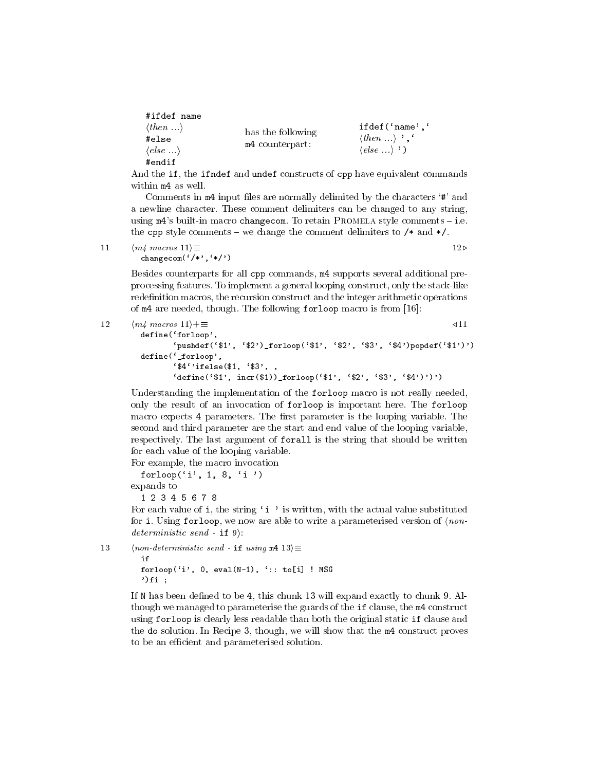```
#ifdef name
⟨then ...⟩
#else
⟨else ...⟩
#endif
```

has the following m4 counterpart:

```
ifdef(`name',`
⟨then ...⟩ ',`
⟨else ...⟩ ')
```

And the `if`, the `ifndef` and `undef` constructs of `cpp` have equivalent commands within `m4` as well.

Comments in `m4` input files are normally delimited by the characters '`#`' and a newline character. These comment delimiters can be changed to any string, using `m4`'s built-in macro `changecom`. To retain PROMELA style comments – i.e. the `cpp` style comments – we change the comment delimiters to `/*` and `*/`.

11 ⟨*m4 macros* 11⟩≡ 12▷

```
changecom(`/*',`*/')
```

Besides counterparts for all `cpp` commands, `m4` supports several additional preprocessing features. To implement a general looping construct, only the stack-like redefinition macros, the recursion construct and the integer arithmetic operations of `m4` are needed, though. The following `forloop` macro is from [16]:

12 ⟨*m4 macros* 11⟩+≡ ◁11

```
define(`forloop',
       `pushdef(`$1', `$2')_forloop(`$1', `$2', `$3', `$4')popdef(`$1')')
define(`_forloop',
       `$4`'ifelse($1, `$3', ,
       `define(`$1', incr($1))_forloop(`$1', `$2', `$3', `$4')')')
```

Understanding the implementation of the `forloop` macro is not really needed, only the result of an invocation of `forloop` is important here. The `forloop` macro expects 4 parameters. The first parameter is the looping variable. The second and third parameter are the start and end value of the looping variable, respectively. The last argument of `forall` is the string that should be written for each value of the looping variable.
For example, the macro invocation

```
forloop(`i', 1, 8, `i ')
```

expands to

```
1 2 3 4 5 6 7 8
```

For each value of `i`, the string '`i `' is written, with the actual value substituted for `i`. Using `forloop`, we now are able to write a parameterised version of ⟨*non-deterministic send* - `if` 9⟩:

13 ⟨*non-deterministic send* - `if` *using* `m4` 13⟩≡

```
if
forloop(`i', 0, eval(N-1), `:: to[i] ! MSG
')fi ;
```

If `N` has been defined to be 4, this chunk 13 will expand exactly to chunk 9. Although we managed to parameterise the guards of the `if` clause, the `m4` construct using `forloop` is clearly less readable than both the original static `if` clause and the `do` solution. In Recipe 3, though, we will show that the `m4` construct proves to be an efficient and parameterised solution.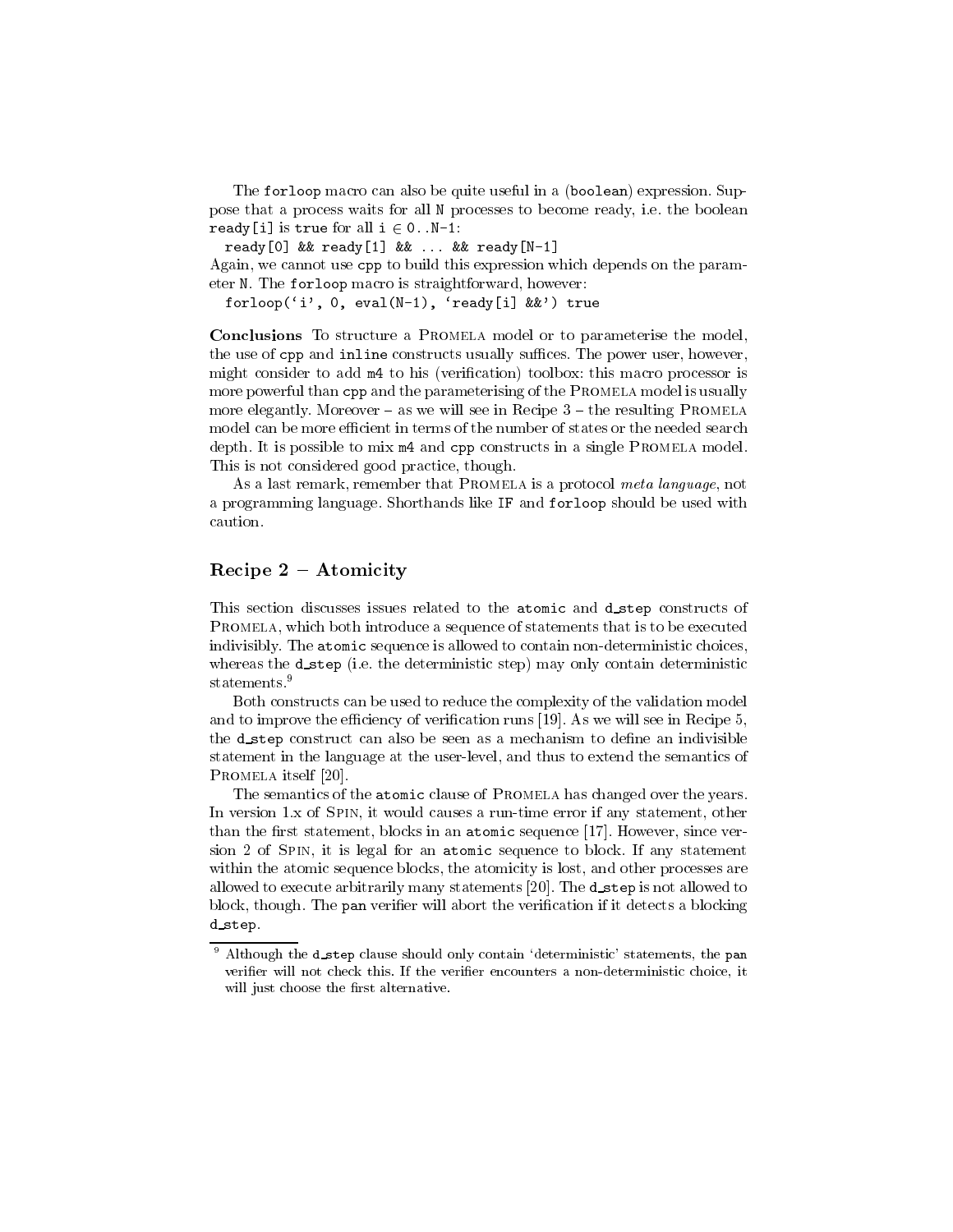The `forloop` macro can also be quite useful in a (`boolean`) expression. Suppose that a process waits for all `N` processes to become ready, i.e. the boolean `ready[i]` is `true` for all `i` ∈ `0..N-1`:

```
ready[0] && ready[1] && ... && ready[N-1]
```

Again, we cannot use `cpp` to build this expression which depends on the parameter `N`. The `forloop` macro is straightforward, however:

```
forloop(`i', 0, eval(N-1), `ready[i] &&') true
```

**Conclusions** To structure a Promela model or to parameterise the model, the use of `cpp` and `inline` constructs usually suffices. The power user, however, might consider to add `m4` to his (verification) toolbox: this macro processor is more powerful than `cpp` and the parameterising of the Promela model is usually more elegantly. Moreover – as we will see in Recipe 3 – the resulting Promela model can be more efficient in terms of the number of states or the needed search depth. It is possible to mix `m4` and `cpp` constructs in a single Promela model. This is not considered good practice, though.

As a last remark, remember that Promela is a protocol *meta language*, not a programming language. Shorthands like `IF` and `forloop` should be used with caution.

## Recipe 2 – Atomicity

This section discusses issues related to the `atomic` and `d_step` constructs of Promela, which both introduce a sequence of statements that is to be executed indivisibly. The `atomic` sequence is allowed to contain non-deterministic choices, whereas the `d_step` (i.e. the deterministic step) may only contain deterministic statements.[9]

Both constructs can be used to reduce the complexity of the validation model and to improve the efficiency of verification runs [19]. As we will see in Recipe 5, the `d_step` construct can also be seen as a mechanism to define an indivisible statement in the language at the user-level, and thus to extend the semantics of Promela itself [20].

The semantics of the `atomic` clause of Promela has changed over the years. In version 1.x of Spin, it would causes a run-time error if any statement, other than the first statement, blocks in an `atomic` sequence [17]. However, since version 2 of Spin, it is legal for an `atomic` sequence to block. If any statement within the atomic sequence blocks, the atomicity is lost, and other processes are allowed to execute arbitrarily many statements [20]. The `d_step` is not allowed to block, though. The `pan` verifier will abort the verification if it detects a blocking `d_step`.

[9] Although the `d_step` clause should only contain 'deterministic' statements, the `pan` verifier will not check this. If the verifier encounters a non-deterministic choice, it will just choose the first alternative.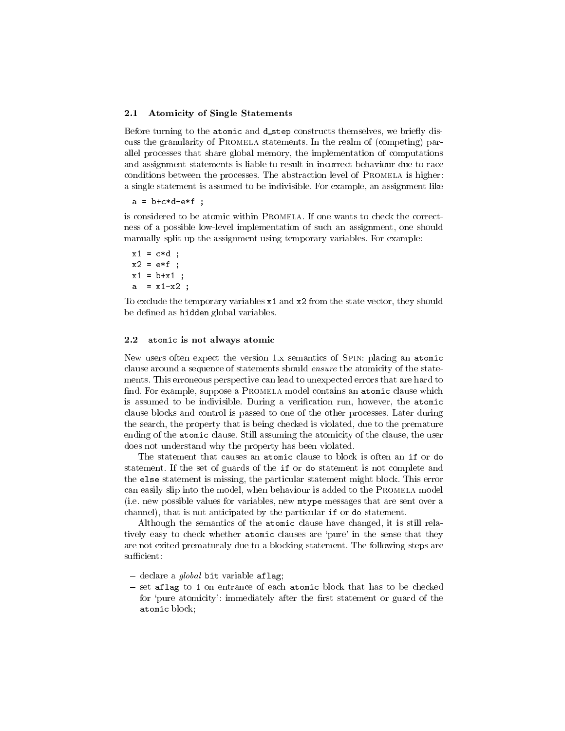### 2.1 Atomicity of Single Statements

Before turning to the `atomic` and `d_step` constructs themselves, we briefly discuss the granularity of PROMELA statements. In the realm of (competing) parallel processes that share global memory, the implementation of computations and assignment statements is liable to result in incorrect behaviour due to race conditions between the processes. The abstraction level of PROMELA is higher: a single statement is assumed to be indivisible. For example, an assignment like

```
a = b+c*d-e*f ;
```

is considered to be atomic within PROMELA. If one wants to check the correctness of a possible low-level implementation of such an assignment, one should manually split up the assignment using temporary variables. For example:

```
x1 = c*d ;
x2 = e*f ;
x1 = b+x1 ;
a  = x1-x2 ;
```

To exclude the temporary variables `x1` and `x2` from the state vector, they should be defined as `hidden` global variables.

### 2.2 `atomic` is not always atomic

New users often expect the version 1.x semantics of SPIN: placing an `atomic` clause around a sequence of statements should *ensure* the atomicity of the statements. This erroneous perspective can lead to unexpected errors that are hard to find. For example, suppose a PROMELA model contains an `atomic` clause which is assumed to be indivisible. During a verification run, however, the `atomic` clause blocks and control is passed to one of the other processes. Later during the search, the property that is being checked is violated, due to the premature ending of the `atomic` clause. Still assuming the atomicity of the clause, the user does not understand why the property has been violated.

The statement that causes an `atomic` clause to block is often an `if` or `do` statement. If the set of guards of the `if` or `do` statement is not complete and the `else` statement is missing, the particular statement might block. This error can easily slip into the model, when behaviour is added to the PROMELA model (i.e. new possible values for variables, new `mtype` messages that are sent over a channel), that is not anticipated by the particular `if` or `do` statement.

Although the semantics of the `atomic` clause have changed, it is still relatively easy to check whether `atomic` clauses are 'pure' in the sense that they are not exited prematuraly due to a blocking statement. The following steps are sufficient:

- declare a *global* `bit` variable `aflag`;
- set `aflag` to `1` on entrance of each `atomic` block that has to be checked for 'pure atomicity': immediately after the first statement or guard of the `atomic` block;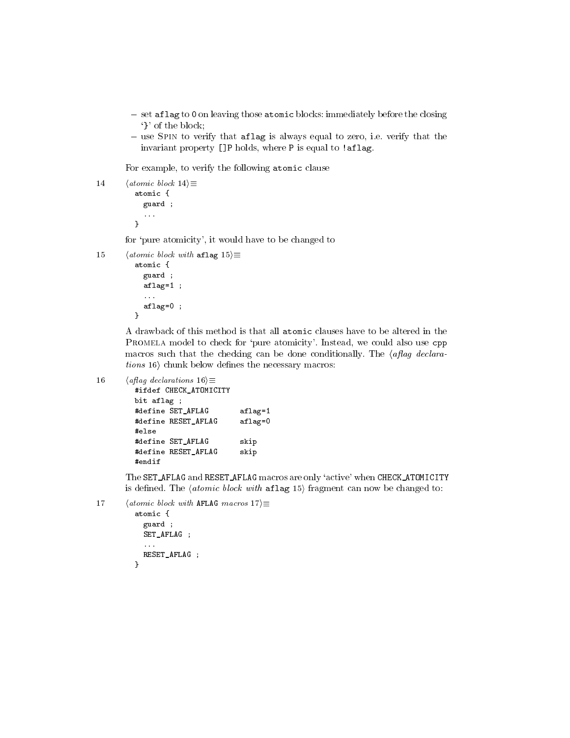– set `aflag` to `0` on leaving those `atomic` blocks: immediately before the closing '`}`' of the block;
– use SPIN to verify that `aflag` is always equal to zero, i.e. verify that the invariant property `[]P` holds, where `P` is equal to `!aflag`.

For example, to verify the following `atomic` clause

14 ⟨*atomic block* 14⟩≡

```
atomic {
  guard ;
  ...
}
```

for 'pure atomicity', it would have to be changed to

15 ⟨*atomic block with* `aflag` 15⟩≡

```
atomic {
  guard ;
  aflag=1 ;
  ...
  aflag=0 ;
}
```

A drawback of this method is that all `atomic` clauses have to be altered in the PROMELA model to check for 'pure atomicity'. Instead, we could also use `cpp` macros such that the checking can be done conditionally. The ⟨*aflag declarations* 16⟩ chunk below defines the necessary macros:

16 ⟨*aflag declarations* 16⟩≡

```
#ifdef CHECK_ATOMICITY
bit aflag ;
#define SET_AFLAG       aflag=1
#define RESET_AFLAG     aflag=0
#else
#define SET_AFLAG       skip
#define RESET_AFLAG     skip
#endif
```

The `SET_AFLAG` and `RESET_AFLAG` macros are only 'active' when `CHECK_ATOMICITY` is defined. The ⟨*atomic block with* `aflag` 15⟩ fragment can now be changed to:

17 ⟨*atomic block with* `AFLAG` *macros* 17⟩≡

```
atomic {
  guard ;
  SET_AFLAG ;
  ...
  RESET_AFLAG ;
}
```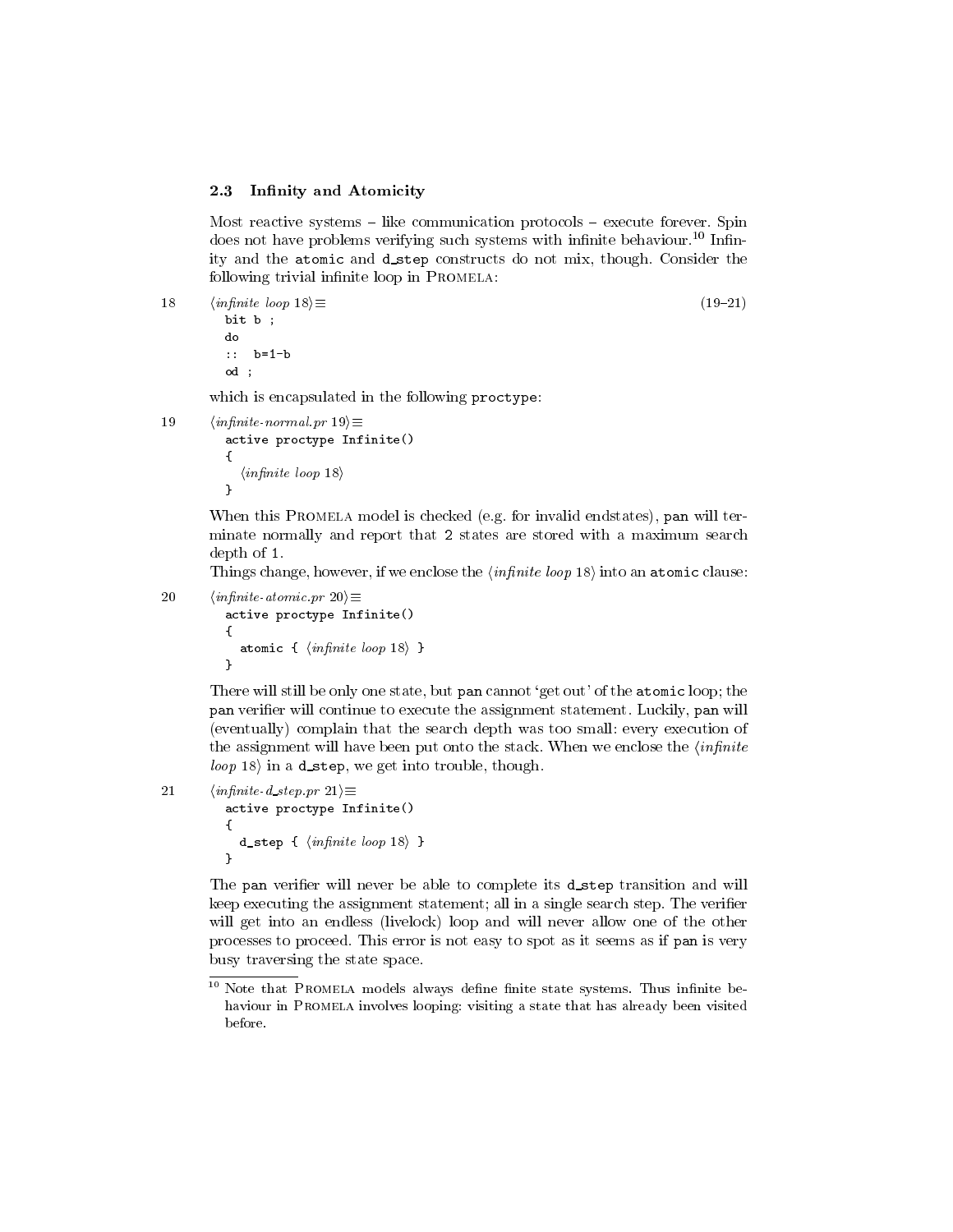### 2.3 Infinity and Atomicity

Most reactive systems – like communication protocols – execute forever. Spin does not have problems verifying such systems with infinite behaviour.[10] Infinity and the `atomic` and `d_step` constructs do not mix, though. Consider the following trivial infinite loop in PROMELA:

18 ⟨*infinite loop* 18⟩≡ (19–21)

```
bit b ;
do
::  b=1-b
od ;
```

which is encapsulated in the following `proctype`:

19 ⟨*infinite-normal.pr* 19⟩≡

```
active proctype Infinite()
{
   ⟨infinite loop 18⟩
}
```

When this PROMELA model is checked (e.g. for invalid endstates), `pan` will terminate normally and report that 2 states are stored with a maximum search depth of 1.

Things change, however, if we enclose the ⟨*infinite loop* 18⟩ into an `atomic` clause:

20 ⟨*infinite-atomic.pr* 20⟩≡

```
active proctype Infinite()
{
   atomic { ⟨infinite loop 18⟩ }
}
```

There will still be only one state, but `pan` cannot 'get out' of the `atomic` loop; the `pan` verifier will continue to execute the assignment statement. Luckily, `pan` will (eventually) complain that the search depth was too small: every execution of the assignment will have been put onto the stack. When we enclose the ⟨*infinite loop* 18⟩ in a `d_step`, we get into trouble, though.

21 ⟨*infinite-d_step.pr* 21⟩≡

```
active proctype Infinite()
{
   d_step { ⟨infinite loop 18⟩ }
}
```

The `pan` verifier will never be able to complete its `d_step` transition and will keep executing the assignment statement; all in a single search step. The verifier will get into an endless (livelock) loop and will never allow one of the other processes to proceed. This error is not easy to spot as it seems as if `pan` is very busy traversing the state space.

---

[10] Note that PROMELA models always define finite state systems. Thus infinite behaviour in PROMELA involves looping: visiting a state that has already been visited before.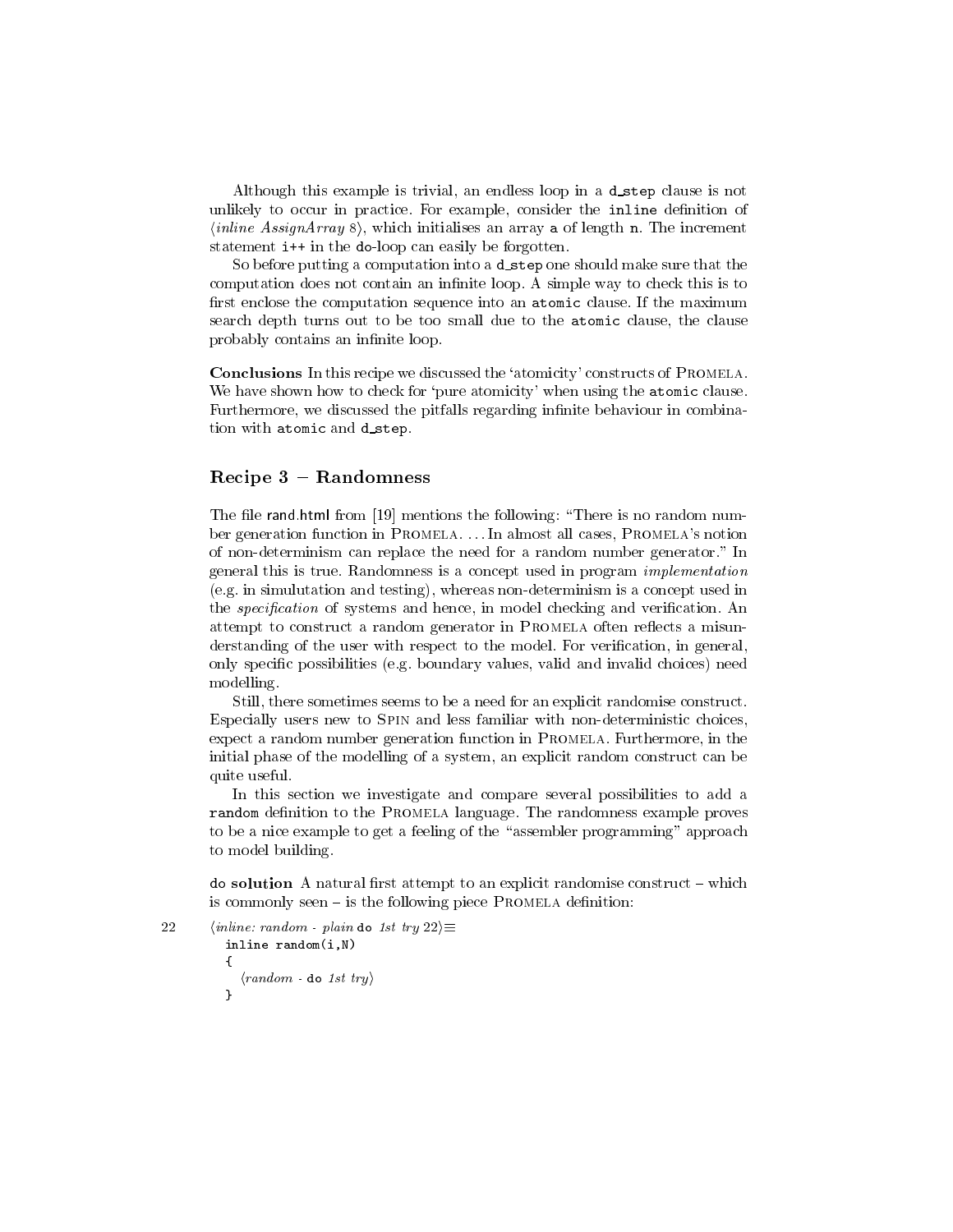Although this example is trivial, an endless loop in a d_step clause is not unlikely to occur in practice. For example, consider the inline definition of ⟨*inline AssignArray* 8⟩, which initialises an array a of length n. The increment statement i++ in the do-loop can easily be forgotten.

So before putting a computation into a d_step one should make sure that the computation does not contain an infinite loop. A simple way to check this is to first enclose the computation sequence into an atomic clause. If the maximum search depth turns out to be too small due to the atomic clause, the clause probably contains an infinite loop.

**Conclusions** In this recipe we discussed the 'atomicity' constructs of Promela. We have shown how to check for 'pure atomicity' when using the atomic clause. Furthermore, we discussed the pitfalls regarding infinite behaviour in combination with atomic and d_step.

## Recipe 3 – Randomness

The file rand.html from [19] mentions the following: "There is no random number generation function in Promela. ... In almost all cases, Promela's notion of non-determinism can replace the need for a random number generator." In general this is true. Randomness is a concept used in program *implementation* (e.g. in simulutation and testing), whereas non-determinism is a concept used in the *specification* of systems and hence, in model checking and verification. An attempt to construct a random generator in Promela often reflects a misunderstanding of the user with respect to the model. For verification, in general, only specific possibilities (e.g. boundary values, valid and invalid choices) need modelling.

Still, there sometimes seems to be a need for an explicit randomise construct. Especially users new to Spin and less familiar with non-deterministic choices, expect a random number generation function in Promela. Furthermore, in the initial phase of the modelling of a system, an explicit random construct can be quite useful.

In this section we investigate and compare several possibilities to add a random definition to the Promela language. The randomness example proves to be a nice example to get a feeling of the "assembler programming" approach to model building.

**do solution** A natural first attempt to an explicit randomise construct – which is commonly seen – is the following piece Promela definition:

```
22  ⟨inline: random - plain do 1st try 22⟩≡
      inline random(i,N)
      {
         ⟨random - do 1st try⟩
      }
```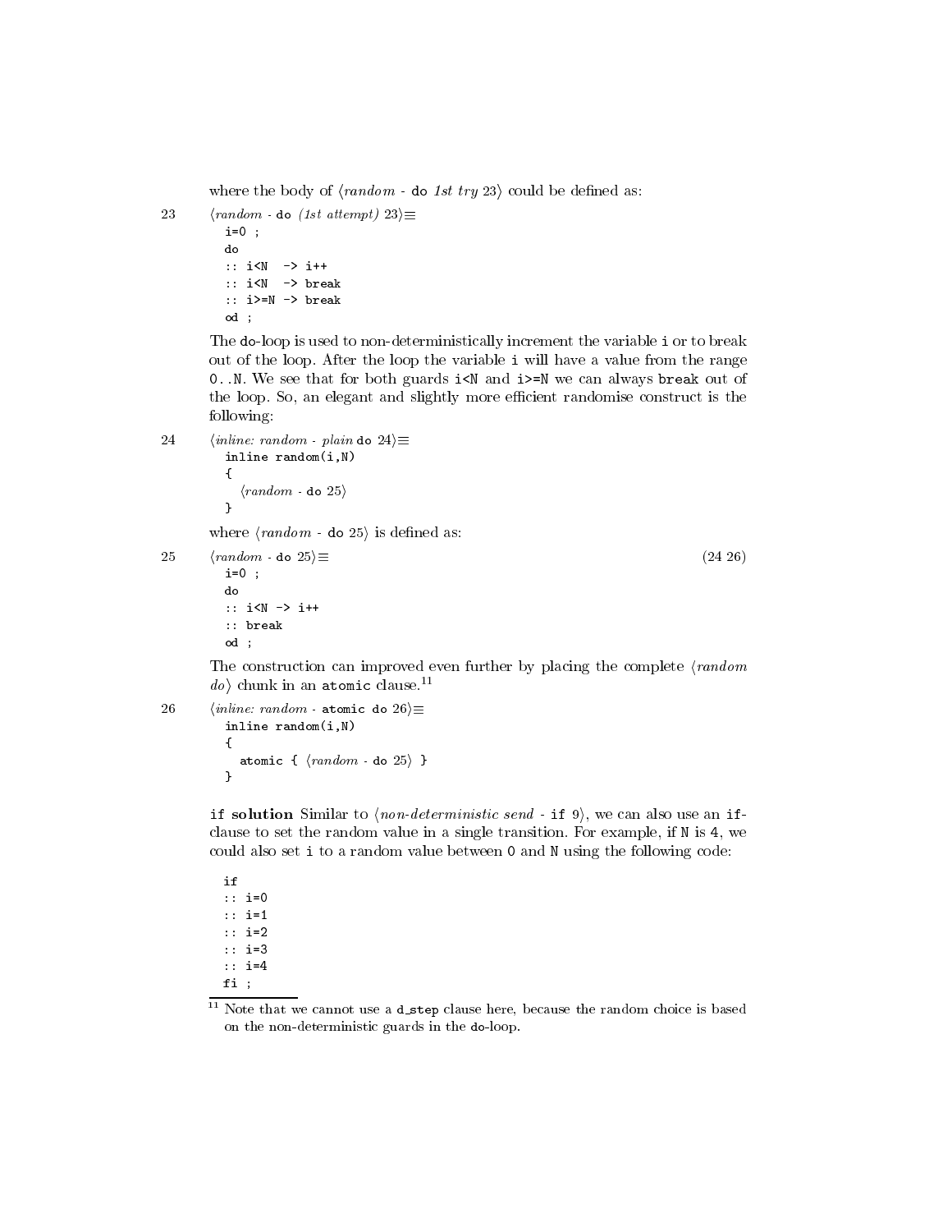where the body of ⟨*random* - `do` *1st try* 23⟩ could be defined as:

23 ⟨*random* - `do` *(1st attempt)* 23⟩≡

```
i=0 ;
do
:: i<N  -> i++
:: i<N  -> break
:: i>=N -> break
od ;
```

The `do`-loop is used to non-deterministically increment the variable `i` or to break out of the loop. After the loop the variable `i` will have a value from the range `0..N`. We see that for both guards `i<N` and `i>=N` we can always `break` out of the loop. So, an elegant and slightly more efficient randomise construct is the following:

24 ⟨*inline: random - plain* `do` 24⟩≡

```
inline random(i,N)
{
   ⟨random - do 25⟩
}
```

where ⟨*random* - `do` 25⟩ is defined as:

25 ⟨*random* - `do` 25⟩≡ (24 26)

```
i=0 ;
do
:: i<N -> i++
:: break
od ;
```

The construction can improved even further by placing the complete ⟨*random do*⟩ chunk in an `atomic` clause.[11]

26 ⟨*inline: random* - `atomic do` 26⟩≡

```
inline random(i,N)
{
  atomic { ⟨random - do 25⟩ }
}
```

**`if` solution** Similar to ⟨*non-deterministic send* - `if` 9⟩, we can also use an `if`-clause to set the random value in a single transition. For example, if `N` is `4`, we could also set `i` to a random value between `0` and `N` using the following code:

```
if
:: i=0
:: i=1
:: i=2
:: i=3
:: i=4
fi ;
```

[11] Note that we cannot use a `d_step` clause here, because the random choice is based on the non-deterministic guards in the `do`-loop.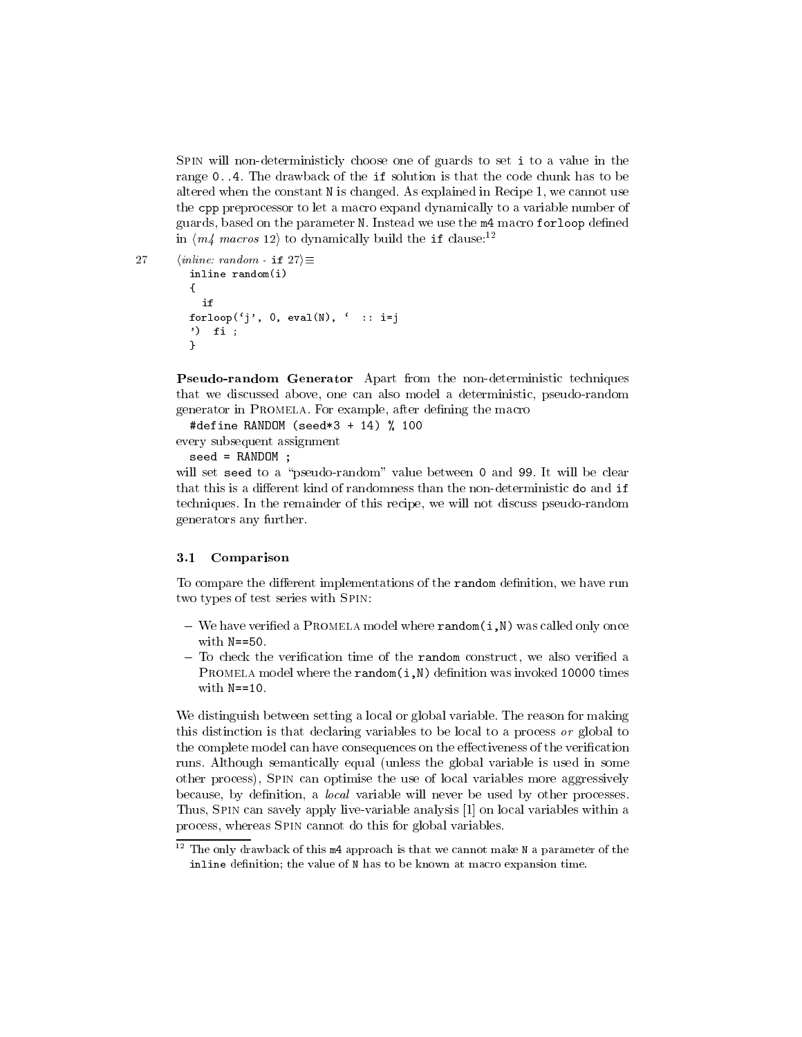SPIN will non-deterministicly choose one of guards to set `i` to a value in the range `0..4`. The drawback of the `if` solution is that the code chunk has to be altered when the constant `N` is changed. As explained in Recipe 1, we cannot use the `cpp` preprocessor to let a macro expand dynamically to a variable number of guards, based on the parameter `N`. Instead we use the `m4` macro `forloop` defined in ⟨*m4 macros* 12⟩ to dynamically build the `if` clause:[12]

27 ⟨*inline: random* - `if` 27⟩≡

```
inline random(i)
{
  if
forloop(`j', 0, eval(N), `  :: i=j
')  fi ;
}
```

**Pseudo-random Generator** Apart from the non-deterministic techniques that we discussed above, one can also model a deterministic, pseudo-random generator in PROMELA. For example, after defining the macro

```
#define RANDOM (seed*3 + 14) % 100
```

every subsequent assignment

```
seed = RANDOM ;
```

will set `seed` to a "pseudo-random" value between `0` and `99`. It will be clear that this is a different kind of randomness than the non-deterministic `do` and `if` techniques. In the remainder of this recipe, we will not discuss pseudo-random generators any further.

### 3.1 Comparison

To compare the different implementations of the `random` definition, we have run two types of test series with SPIN:

- We have verified a PROMELA model where `random(i,N)` was called only once with `N==50`.
- To check the verification time of the `random` construct, we also verified a PROMELA model where the `random(i,N)` definition was invoked `10000` times with `N==10`.

We distinguish between setting a local or global variable. The reason for making this distinction is that declaring variables to be local to a process *or* global to the complete model can have consequences on the effectiveness of the verification runs. Although semantically equal (unless the global variable is used in some other process), SPIN can optimise the use of local variables more aggressively because, by definition, a *local* variable will never be used by other processes. Thus, SPIN can savely apply live-variable analysis [1] on local variables within a process, whereas SPIN cannot do this for global variables.

---

[12] The only drawback of this `m4` approach is that we cannot make `N` a parameter of the `inline` definition; the value of `N` has to be known at macro expansion time.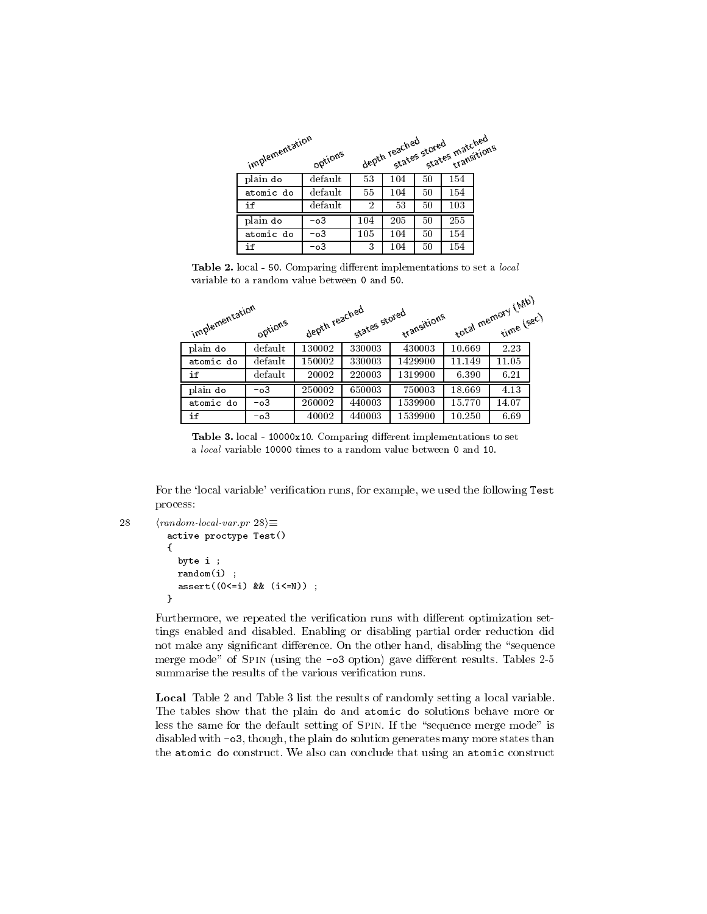| implementation | options | depth reached | states stored | states matched | transitions |
|---|---|---|---|---|---|
| plain `do` | default | 53 | 104 | 50 | 154 |
| `atomic do` | default | 55 | 104 | 50 | 154 |
| `if` | default | 2 | 53 | 50 | 103 |
| plain `do` | `-o3` | 104 | 205 | 50 | 255 |
| `atomic do` | `-o3` | 105 | 104 | 50 | 154 |
| `if` | `-o3` | 3 | 104 | 50 | 154 |

**Table 2.** local - `50`. Comparing different implementations to set a *local* variable to a random value between `0` and `50`.

| implementation | options | depth reached | states stored | transitions | total memory (Mb) | time (sec) |
|---|---|---|---|---|---|---|
| plain `do` | default | 130002 | 330003 | 430003 | 10.669 | 2.23 |
| `atomic do` | default | 150002 | 330003 | 1429900 | 11.149 | 11.05 |
| `if` | default | 20002 | 220003 | 1319900 | 6.390 | 6.21 |
| plain `do` | `-o3` | 250002 | 650003 | 750003 | 18.669 | 4.13 |
| `atomic do` | `-o3` | 260002 | 440003 | 1539900 | 15.770 | 14.07 |
| `if` | `-o3` | 40002 | 440003 | 1539900 | 10.250 | 6.69 |

**Table 3.** local - `10000x10`. Comparing different implementations to set a *local* variable `10000` times to a random value between `0` and `10`.

For the 'local variable' verification runs, for example, we used the following `Test` process:

28 ⟨*random-local-var.pr* 28⟩≡
```
active proctype Test()
{
  byte i ;
  random(i) ;
  assert((0<=i) && (i<=N)) ;
}
```

Furthermore, we repeated the verification runs with different optimization settings enabled and disabled. Enabling or disabling partial order reduction did not make any significant difference. On the other hand, disabling the "sequence merge mode" of SPIN (using the `-o3` option) gave different results. Tables 2-5 summarise the results of the various verification runs.

**Local** Table 2 and Table 3 list the results of randomly setting a local variable. The tables show that the plain `do` and `atomic do` solutions behave more or less the same for the default setting of SPIN. If the "sequence merge mode" is disabled with `-o3`, though, the plain `do` solution generates many more states than the `atomic do` construct. We also can conclude that using an `atomic` construct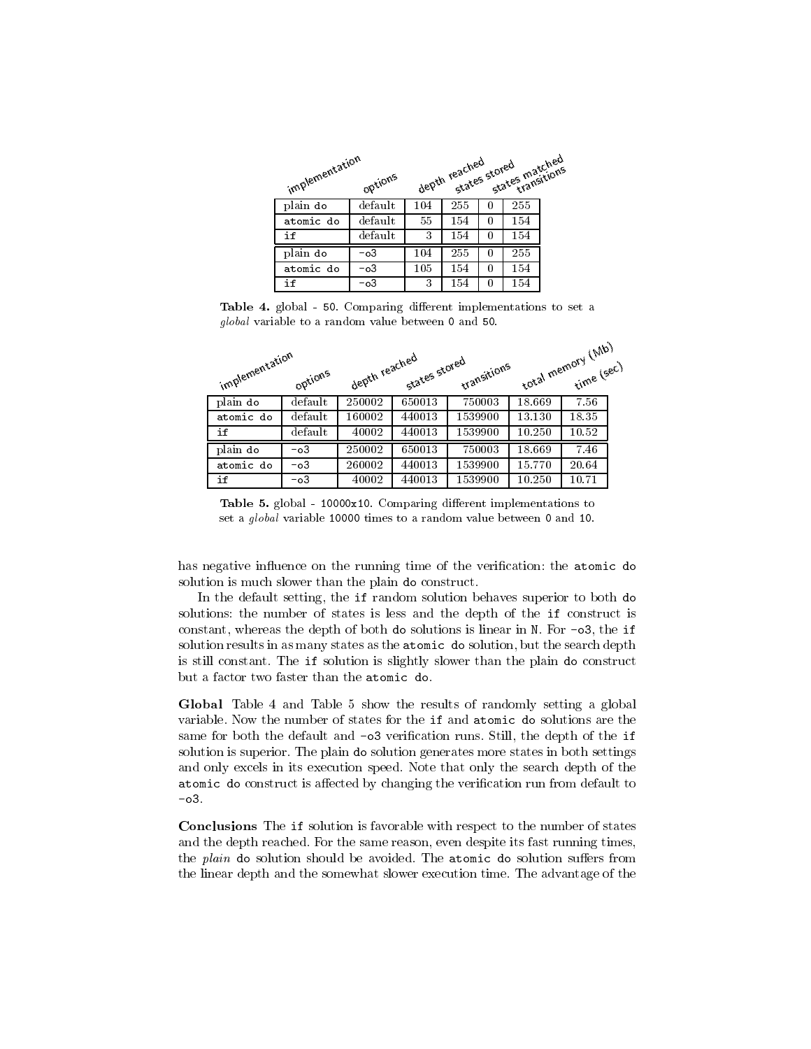| implementation | options | depth reached | states stored | states matched | transitions |
|---|---|---|---|---|---|
| plain `do` | default | 104 | 255 | 0 | 255 |
| `atomic do` | default | 55 | 154 | 0 | 154 |
| `if` | default | 3 | 154 | 0 | 154 |
| plain `do` | `-o3` | 104 | 255 | 0 | 255 |
| `atomic do` | `-o3` | 105 | 154 | 0 | 154 |
| `if` | `-o3` | 3 | 154 | 0 | 154 |

**Table 4.** global - 50. Comparing different implementations to set a *global* variable to a random value between 0 and 50.

| implementation | options | depth reached | states stored | transitions | total memory (Mb) | time (sec) |
|---|---|---|---|---|---|---|
| plain `do` | default | 250002 | 650013 | 750003 | 18.669 | 7.56 |
| `atomic do` | default | 160002 | 440013 | 1539900 | 13.130 | 18.35 |
| `if` | default | 40002 | 440013 | 1539900 | 10.250 | 10.52 |
| plain `do` | `-o3` | 250002 | 650013 | 750003 | 18.669 | 7.46 |
| `atomic do` | `-o3` | 260002 | 440013 | 1539900 | 15.770 | 20.64 |
| `if` | `-o3` | 40002 | 440013 | 1539900 | 10.250 | 10.71 |

**Table 5.** global - 10000x10. Comparing different implementations to set a *global* variable 10000 times to a random value between 0 and 10.

has negative influence on the running time of the verification: the `atomic do` solution is much slower than the plain `do` construct.

In the default setting, the `if` random solution behaves superior to both `do` solutions: the number of states is less and the depth of the `if` construct is constant, whereas the depth of both `do` solutions is linear in `N`. For `-o3`, the `if` solution results in as many states as the `atomic do` solution, but the search depth is still constant. The `if` solution is slightly slower than the plain `do` construct but a factor two faster than the `atomic do`.

**Global** Table 4 and Table 5 show the results of randomly setting a global variable. Now the number of states for the `if` and `atomic do` solutions are the same for both the default and `-o3` verification runs. Still, the depth of the `if` solution is superior. The plain `do` solution generates more states in both settings and only excels in its execution speed. Note that only the search depth of the `atomic do` construct is affected by changing the verification run from default to `-o3`.

**Conclusions** The `if` solution is favorable with respect to the number of states and the depth reached. For the same reason, even despite its fast running times, the *plain* `do` solution should be avoided. The `atomic do` solution suffers from the linear depth and the somewhat slower execution time. The advantage of the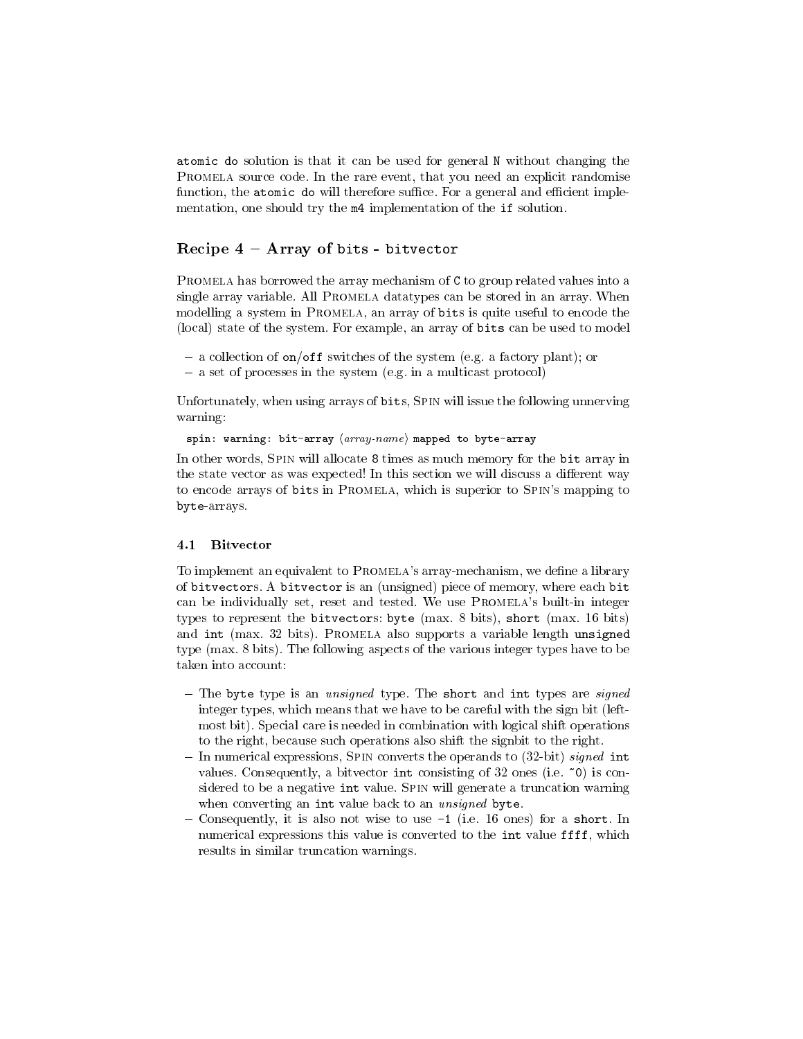`atomic do` solution is that it can be used for general `N` without changing the PROMELA source code. In the rare event, that you need an explicit randomise function, the `atomic do` will therefore suffice. For a general and efficient implementation, one should try the `m4` implementation of the `if` solution.

## Recipe 4 – Array of `bits` - `bitvector`

PROMELA has borrowed the array mechanism of `C` to group related values into a single array variable. All PROMELA datatypes can be stored in an array. When modelling a system in PROMELA, an array of `bits` is quite useful to encode the (local) state of the system. For example, an array of `bits` can be used to model

- a collection of `on`/`off` switches of the system (e.g. a factory plant); or
- a set of processes in the system (e.g. in a multicast protocol)

Unfortunately, when using arrays of `bits`, SPIN will issue the following unnerving warning:

```
spin: warning: bit-array ⟨array-name⟩ mapped to byte-array
```

In other words, SPIN will allocate 8 times as much memory for the `bit` array in the state vector as was expected! In this section we will discuss a different way to encode arrays of `bits` in PROMELA, which is superior to SPIN's mapping to `byte`-arrays.

### 4.1 Bitvector

To implement an equivalent to PROMELA's array-mechanism, we define a library of `bitvectors`. A `bitvector` is an (unsigned) piece of memory, where each `bit` can be individually set, reset and tested. We use PROMELA's built-in integer types to represent the `bitvectors`: `byte` (max. 8 bits), `short` (max. 16 bits) and `int` (max. 32 bits). PROMELA also supports a variable length `unsigned` type (max. 8 bits). The following aspects of the various integer types have to be taken into account:

- The `byte` type is an *unsigned* type. The `short` and `int` types are *signed* integer types, which means that we have to be careful with the sign bit (leftmost bit). Special care is needed in combination with logical shift operations to the right, because such operations also shift the signbit to the right.
- In numerical expressions, SPIN converts the operands to (32-bit) *signed* `int` values. Consequently, a bitvector `int` consisting of 32 ones (i.e. `~0`) is considered to be a negative `int` value. SPIN will generate a truncation warning when converting an `int` value back to an *unsigned* `byte`.
- Consequently, it is also not wise to use `-1` (i.e. 16 ones) for a `short`. In numerical expressions this value is converted to the `int` value `ffff`, which results in similar truncation warnings.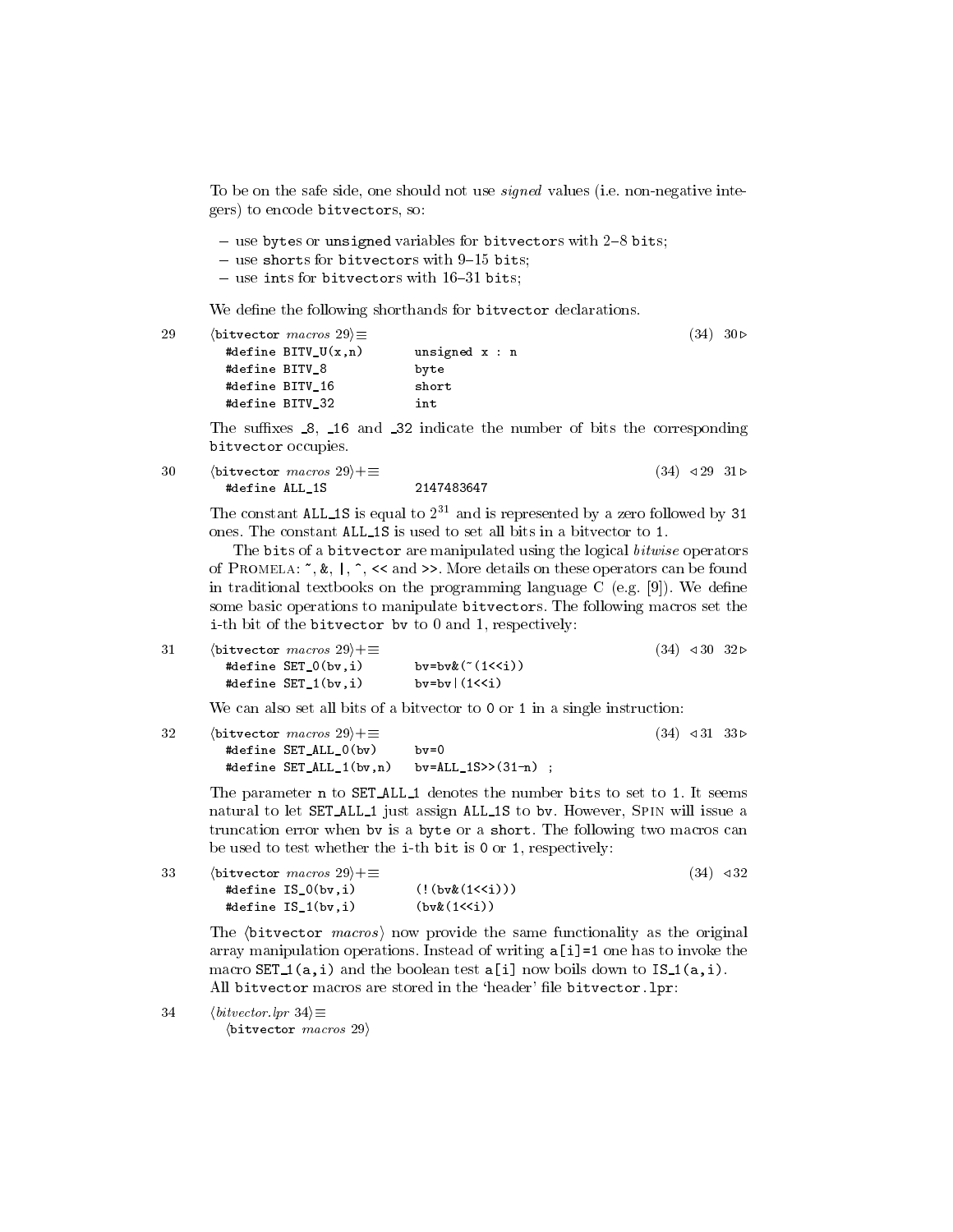To be on the safe side, one should not use *signed* values (i.e. non-negative integers) to encode `bitvector`s, so:

- use `byte`s or `unsigned` variables for `bitvector`s with 2–8 `bits`;
- use `short`s for `bitvector`s with 9–15 `bits`;
- use `int`s for `bitvector`s with 16–31 `bits`;

We define the following shorthands for `bitvector` declarations.

29 ⟨`bitvector` *macros* 29⟩≡ (34) 30▷

```
#define BITV_U(x,n)        unsigned x : n
#define BITV_8             byte
#define BITV_16            short
#define BITV_32            int
```

The suffixes `_8`, `_16` and `_32` indicate the number of bits the corresponding `bitvector` occupies.

30 ⟨`bitvector` *macros* 29⟩+≡ (34) ◁29 31▷

```
#define ALL_1S             2147483647
```

The constant `ALL_1S` is equal to $2^{31}$ and is represented by a zero followed by 31 ones. The constant `ALL_1S` is used to set all bits in a bitvector to 1.

The `bit`s of a `bitvector` are manipulated using the logical *bitwise* operators of Promela: `~`, `&`, `|`, `^`, `<<` and `>>`. More details on these operators can be found in traditional textbooks on the programming language C (e.g. [9]). We define some basic operations to manipulate `bitvector`s. The following macros set the `i`-th bit of the `bitvector bv` to 0 and 1, respectively:

31 ⟨`bitvector` *macros* 29⟩+≡ (34) ◁30 32▷

```
#define SET_0(bv,i)        bv=bv&(~(1<<i))
#define SET_1(bv,i)        bv=bv|(1<<i)
```

We can also set all bits of a bitvector to 0 or 1 in a single instruction:

32 ⟨`bitvector` *macros* 29⟩+≡ (34) ◁31 33▷

```
#define SET_ALL_0(bv)      bv=0
#define SET_ALL_1(bv,n)    bv=ALL_1S>>(31-n) ;
```

The parameter `n` to `SET_ALL_1` denotes the number `bits` to set to 1. It seems natural to let `SET_ALL_1` just assign `ALL_1S` to `bv`. However, Spin will issue a truncation error when `bv` is a `byte` or a `short`. The following two macros can be used to test whether the `i`-th `bit` is 0 or 1, respectively:

33 ⟨`bitvector` *macros* 29⟩+≡ (34) ◁32

```
#define IS_0(bv,i)         (!(bv&(1<<i)))
#define IS_1(bv,i)         (bv&(1<<i))
```

The ⟨`bitvector` *macros*⟩ now provide the same functionality as the original array manipulation operations. Instead of writing `a[i]=1` one has to invoke the macro `SET_1(a,i)` and the boolean test `a[i]` now boils down to `IS_1(a,i)`. All `bitvector` macros are stored in the 'header' file `bitvector.lpr`:

34 ⟨*bitvector.lpr* 34⟩≡

⟨`bitvector` *macros* 29⟩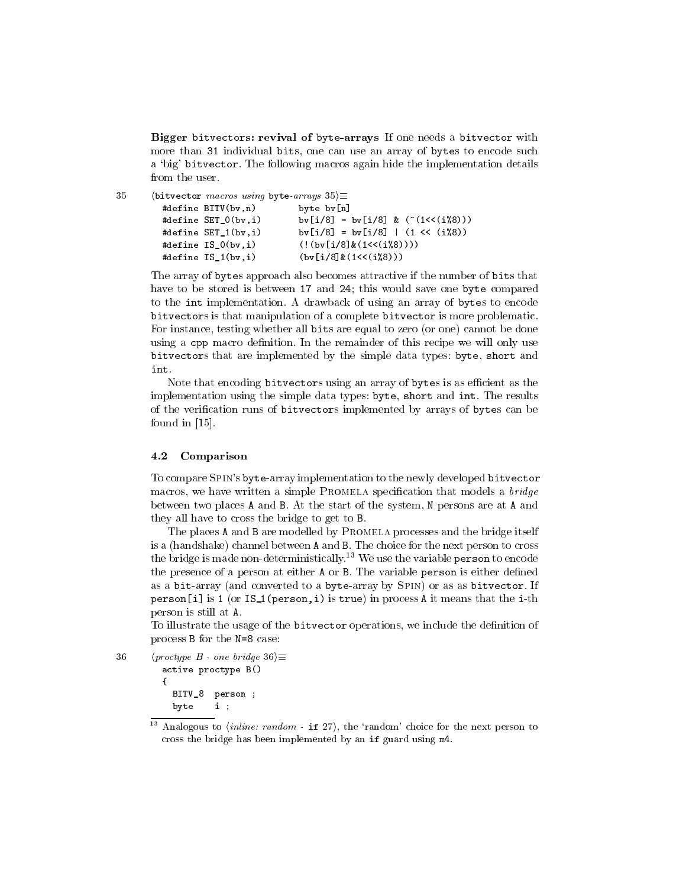**Bigger `bitvector`s: revival of `byte`-arrays** If one needs a `bitvector` with more than 31 individual `bit`s, one can use an array of `byte`s to encode such a 'big' `bitvector`. The following macros again hide the implementation details from the user.

35 ⟨`bitvector` *macros using* `byte`-*arrays* 35⟩≡

```
#define BITV(bv,n)        byte bv[n]
#define SET_0(bv,i)       bv[i/8] = bv[i/8] & (~(1<<(i%8)))
#define SET_1(bv,i)       bv[i/8] = bv[i/8] | (1 << (i%8))
#define IS_0(bv,i)        (!(bv[i/8]&(1<<(i%8))))
#define IS_1(bv,i)        (bv[i/8]&(1<<(i%8)))
```

The array of `byte`s approach also becomes attractive if the number of `bit`s that have to be stored is between 17 and 24; this would save one `byte` compared to the `int` implementation. A drawback of using an array of `byte`s to encode `bitvector`s is that manipulation of a complete `bitvector` is more problematic. For instance, testing whether all `bit`s are equal to zero (or one) cannot be done using a `cpp` macro definition. In the remainder of this recipe we will only use `bitvector`s that are implemented by the simple data types: `byte`, `short` and `int`.

Note that encoding `bitvector`s using an array of `byte`s is as efficient as the implementation using the simple data types: `byte`, `short` and `int`. The results of the verification runs of `bitvector`s implemented by arrays of `byte`s can be found in [15].

### 4.2 Comparison

To compare SPIN's `byte`-array implementation to the newly developed `bitvector` macros, we have written a simple PROMELA specification that models a *bridge* between two places `A` and `B`. At the start of the system, `N` persons are at `A` and they all have to cross the bridge to get to `B`.

The places `A` and `B` are modelled by PROMELA processes and the bridge itself is a (handshake) channel between `A` and `B`. The choice for the next person to cross the bridge is made non-deterministically.[13] We use the variable `person` to encode the presence of a person at either `A` or `B`. The variable `person` is either defined as a `bit`-array (and converted to a `byte`-array by SPIN) or as as `bitvector`. If `person[i]` is 1 (or `IS_1(person,i)` is `true`) in process `A` it means that the `i`-th person is still at `A`.

To illustrate the usage of the `bitvector` operations, we include the definition of process `B` for the `N=8` case:

36 ⟨*proctype B - one bridge* 36⟩≡

```
active proctype B()
{
  BITV_8  person ;
  byte    i ;
```

[13] Analogous to ⟨*inline: random* - `if` 27⟩, the 'random' choice for the next person to cross the bridge has been implemented by an `if` guard using `m4`.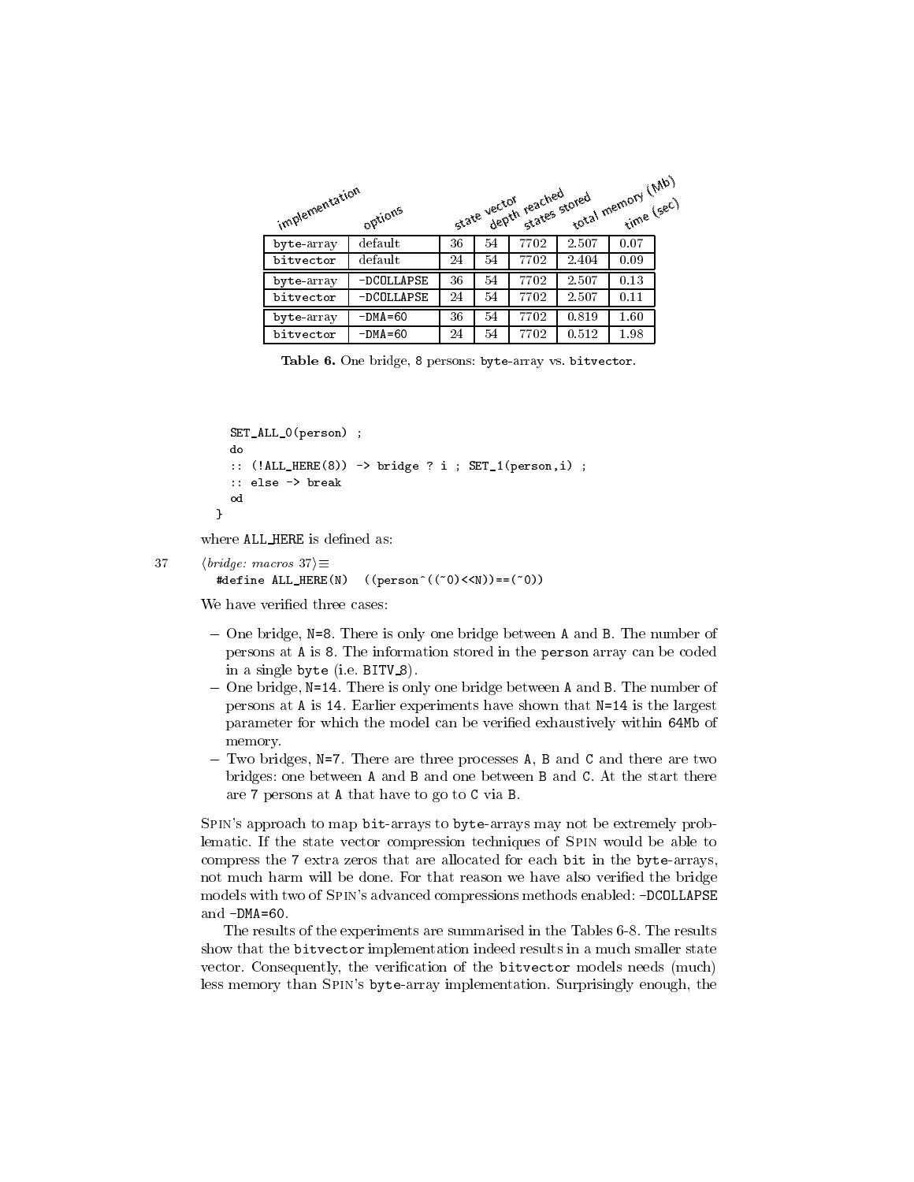| implementation | options | state vector | depth reached | states stored | total memory (Mb) | time (sec) |
|---|---|---|---|---|---|---|
| byte-array | default | 36 | 54 | 7702 | 2.507 | 0.07 |
| bitvector | default | 24 | 54 | 7702 | 2.404 | 0.09 |
| byte-array | -DCOLLAPSE | 36 | 54 | 7702 | 2.507 | 0.13 |
| bitvector | -DCOLLAPSE | 24 | 54 | 7702 | 2.507 | 0.11 |
| byte-array | -DMA=60 | 36 | 54 | 7702 | 0.819 | 1.60 |
| bitvector | -DMA=60 | 24 | 54 | 7702 | 0.512 | 1.98 |

**Table 6.** One bridge, 8 persons: byte-array vs. bitvector.

```
    SET_ALL_0(person) ;
    do
    :: (!ALL_HERE(8)) -> bridge ? i ; SET_1(person,i) ;
    :: else -> break
    od
}
```

where ALL_HERE is defined as:

37 ⟨*bridge: macros* 37⟩≡

```
#define ALL_HERE(N)  ((person^((~0)<<N))==(~0))
```

We have verified three cases:

- One bridge, N=8. There is only one bridge between A and B. The number of persons at A is 8. The information stored in the person array can be coded in a single byte (i.e. BITV_8).
- One bridge, N=14. There is only one bridge between A and B. The number of persons at A is 14. Earlier experiments have shown that N=14 is the largest parameter for which the model can be verified exhaustively within 64Mb of memory.
- Two bridges, N=7. There are three processes A, B and C and there are two bridges: one between A and B and one between B and C. At the start there are 7 persons at A that have to go to C via B.

Spin's approach to map bit-arrays to byte-arrays may not be extremely problematic. If the state vector compression techniques of Spin would be able to compress the 7 extra zeros that are allocated for each bit in the byte-arrays, not much harm will be done. For that reason we have also verified the bridge models with two of Spin's advanced compressions methods enabled: -DCOLLAPSE and -DMA=60.

The results of the experiments are summarised in the Tables 6-8. The results show that the bitvector implementation indeed results in a much smaller state vector. Consequently, the verification of the bitvector models needs (much) less memory than Spin's byte-array implementation. Surprisingly enough, the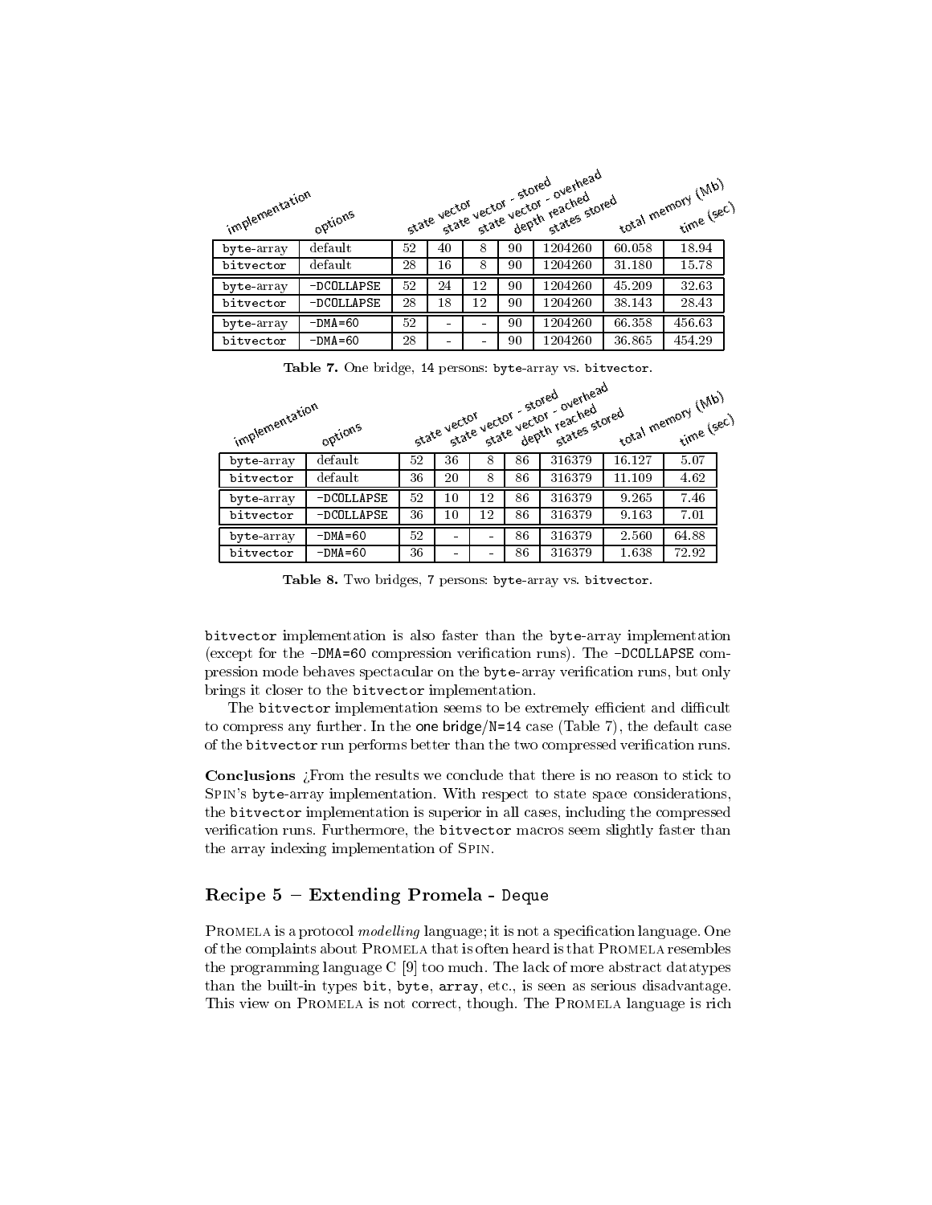| implementation | options | state vector | state vector - stored | state vector - overhead | depth reached | states stored | total memory (Mb) | time (sec) |
|---|---|---|---|---|---|---|---|---|
| `byte`-array | default | 52 | 40 | 8 | 90 | 1204260 | 60.058 | 18.94 |
| `bitvector` | default | 28 | 16 | 8 | 90 | 1204260 | 31.180 | 15.78 |
| `byte`-array | `-DCOLLAPSE` | 52 | 24 | 12 | 90 | 1204260 | 45.209 | 32.63 |
| `bitvector` | `-DCOLLAPSE` | 28 | 18 | 12 | 90 | 1204260 | 38.143 | 28.43 |
| `byte`-array | `-DMA=60` | 52 | - | - | 90 | 1204260 | 66.358 | 456.63 |
| `bitvector` | `-DMA=60` | 28 | - | - | 90 | 1204260 | 36.865 | 454.29 |

**Table 7.** One bridge, 14 persons: `byte`-array vs. `bitvector`.

| implementation | options | state vector | state vector - stored | state vector - overhead | depth reached | states stored | total memory (Mb) | time (sec) |
|---|---|---|---|---|---|---|---|---|
| `byte`-array | default | 52 | 36 | 8 | 86 | 316379 | 16.127 | 5.07 |
| `bitvector` | default | 36 | 20 | 8 | 86 | 316379 | 11.109 | 4.62 |
| `byte`-array | `-DCOLLAPSE` | 52 | 10 | 12 | 86 | 316379 | 9.265 | 7.46 |
| `bitvector` | `-DCOLLAPSE` | 36 | 10 | 12 | 86 | 316379 | 9.163 | 7.01 |
| `byte`-array | `-DMA=60` | 52 | - | - | 86 | 316379 | 2.560 | 64.88 |
| `bitvector` | `-DMA=60` | 36 | - | - | 86 | 316379 | 1.638 | 72.92 |

**Table 8.** Two bridges, 7 persons: `byte`-array vs. `bitvector`.

`bitvector` implementation is also faster than the `byte`-array implementation (except for the `-DMA=60` compression verification runs). The `-DCOLLAPSE` compression mode behaves spectacular on the `byte`-array verification runs, but only brings it closer to the `bitvector` implementation.

The `bitvector` implementation seems to be extremely efficient and difficult to compress any further. In the one bridge/N=14 case (Table 7), the default case of the `bitvector` run performs better than the two compressed verification runs.

**Conclusions** ¿From the results we conclude that there is no reason to stick to Spin's `byte`-array implementation. With respect to state space considerations, the `bitvector` implementation is superior in all cases, including the compressed verification runs. Furthermore, the `bitvector` macros seem slightly faster than the array indexing implementation of Spin.

## Recipe 5 – Extending Promela - `Deque`

Promela is a protocol *modelling* language; it is not a specification language. One of the complaints about Promela that is often heard is that Promela resembles the programming language C [9] too much. The lack of more abstract datatypes than the built-in types `bit`, `byte`, `array`, etc., is seen as serious disadvantage. This view on Promela is not correct, though. The Promela language is rich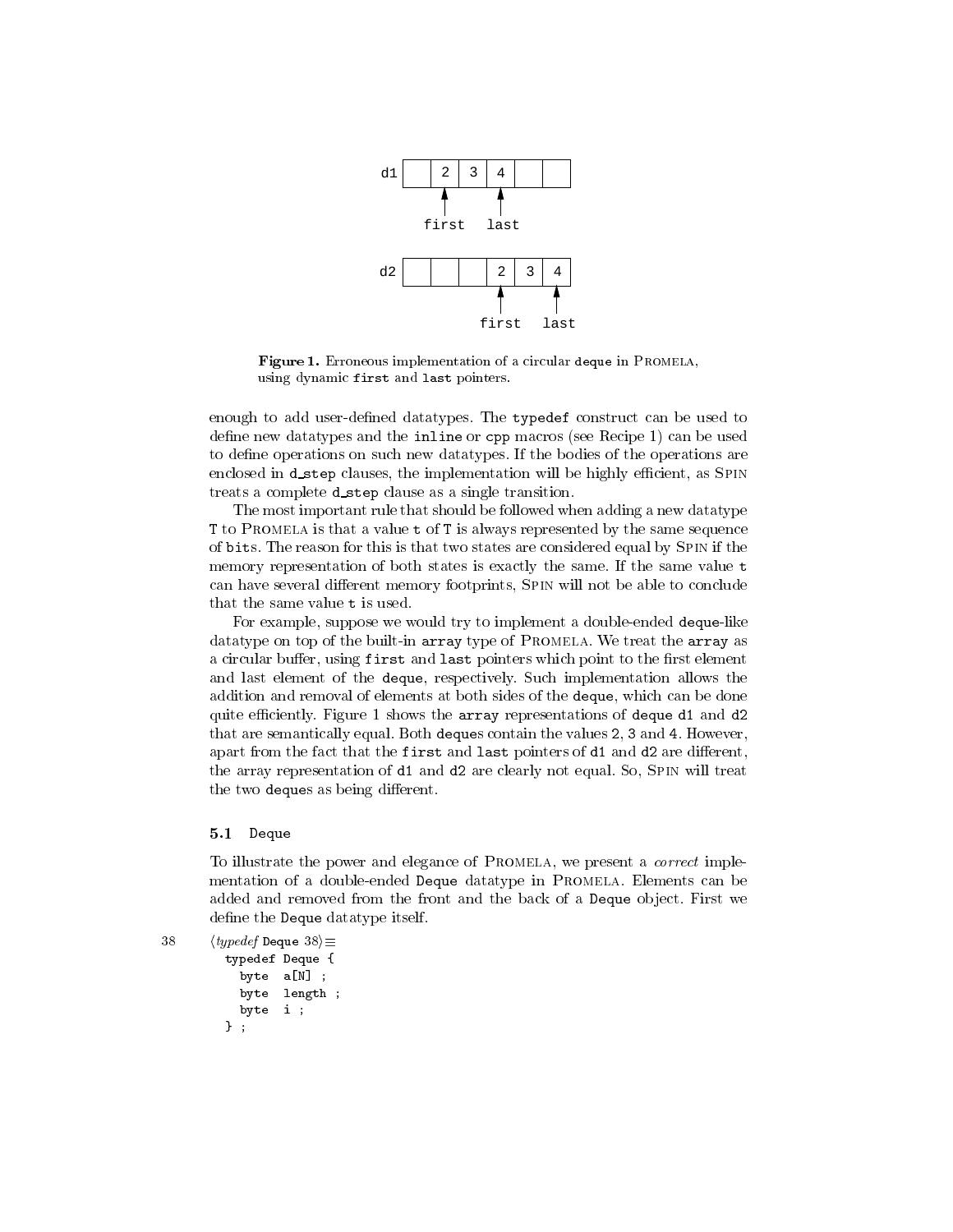```
d1 |   | 2 | 3 | 4 |   |   |
         ^       ^
       first   last

d2 |   |   |   | 2 | 3 | 4 |
                 ^       ^
               first   last
```

**Figure 1.** Erroneous implementation of a circular `deque` in PROMELA, using dynamic `first` and `last` pointers.

enough to add user-defined datatypes. The `typedef` construct can be used to define new datatypes and the `inline` or `cpp` macros (see Recipe 1) can be used to define operations on such new datatypes. If the bodies of the operations are enclosed in `d_step` clauses, the implementation will be highly efficient, as SPIN treats a complete `d_step` clause as a single transition.

The most important rule that should be followed when adding a new datatype `T` to PROMELA is that a value `t` of `T` is always represented by the same sequence of `bits`. The reason for this is that two states are considered equal by SPIN if the memory representation of both states is exactly the same. If the same value `t` can have several different memory footprints, SPIN will not be able to conclude that the same value `t` is used.

For example, suppose we would try to implement a double-ended `deque`-like datatype on top of the built-in `array` type of PROMELA. We treat the `array` as a circular buffer, using `first` and `last` pointers which point to the first element and last element of the `deque`, respectively. Such implementation allows the addition and removal of elements at both sides of the `deque`, which can be done quite efficiently. Figure 1 shows the `array` representations of `deque` `d1` and `d2` that are semantically equal. Both `deque`s contain the values 2, 3 and 4. However, apart from the fact that the `first` and `last` pointers of `d1` and `d2` are different, the array representation of `d1` and `d2` are clearly not equal. So, SPIN will treat the two `deque`s as being different.

### 5.1 Deque

To illustrate the power and elegance of PROMELA, we present a *correct* implementation of a double-ended `Deque` datatype in PROMELA. Elements can be added and removed from the front and the back of a `Deque` object. First we define the `Deque` datatype itself.

38 ⟨*typedef* `Deque` 38⟩≡

```
typedef Deque {
  byte  a[N] ;
  byte  length ;
  byte  i ;
} ;
```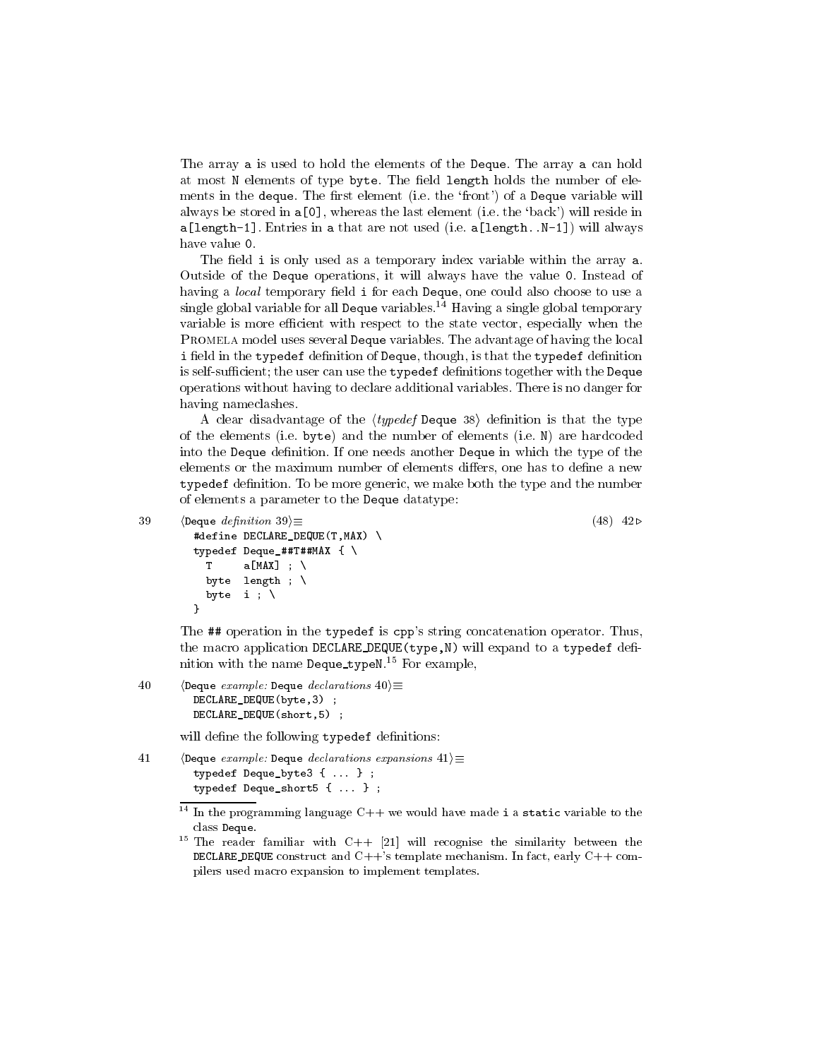The array a is used to hold the elements of the Deque. The array a can hold at most N elements of type byte. The field length holds the number of elements in the deque. The first element (i.e. the 'front') of a Deque variable will always be stored in a[0], whereas the last element (i.e. the 'back') will reside in a[length-1]. Entries in a that are not used (i.e. a[length..N-1]) will always have value 0.

The field i is only used as a temporary index variable within the array a. Outside of the Deque operations, it will always have the value 0. Instead of having a *local* temporary field i for each Deque, one could also choose to use a single global variable for all Deque variables.[14] Having a single global temporary variable is more efficient with respect to the state vector, especially when the Promela model uses several Deque variables. The advantage of having the local i field in the typedef definition of Deque, though, is that the typedef definition is self-sufficient; the user can use the typedef definitions together with the Deque operations without having to declare additional variables. There is no danger for having nameclashes.

A clear disadvantage of the ⟨*typedef* Deque 38⟩ definition is that the type of the elements (i.e. byte) and the number of elements (i.e. N) are hardcoded into the Deque definition. If one needs another Deque in which the type of the elements or the maximum number of elements differs, one has to define a new typedef definition. To be more generic, we make both the type and the number of elements a parameter to the Deque datatype:

39 ⟨Deque *definition* 39⟩≡ (48) 42▷

```
#define DECLARE_DEQUE(T,MAX) \
typedef Deque_##T##MAX { \
  T     a[MAX] ; \
  byte  length ; \
  byte  i ; \
}
```

The ## operation in the typedef is cpp's string concatenation operator. Thus, the macro application DECLARE_DEQUE(type,N) will expand to a typedef definition with the name Deque_typeN.[15] For example,

40 ⟨Deque *example:* Deque *declarations* 40⟩≡

```
DECLARE_DEQUE(byte,3) ;
DECLARE_DEQUE(short,5) ;
```

will define the following typedef definitions:

41 ⟨Deque *example:* Deque *declarations expansions* 41⟩≡

```
typedef Deque_byte3 { ... } ;
typedef Deque_short5 { ... } ;
```

[14] In the programming language C++ we would have made i a static variable to the class Deque.

[15] The reader familiar with C++ [21] will recognise the similarity between the DECLARE_DEQUE construct and C++'s template mechanism. In fact, early C++ compilers used macro expansion to implement templates.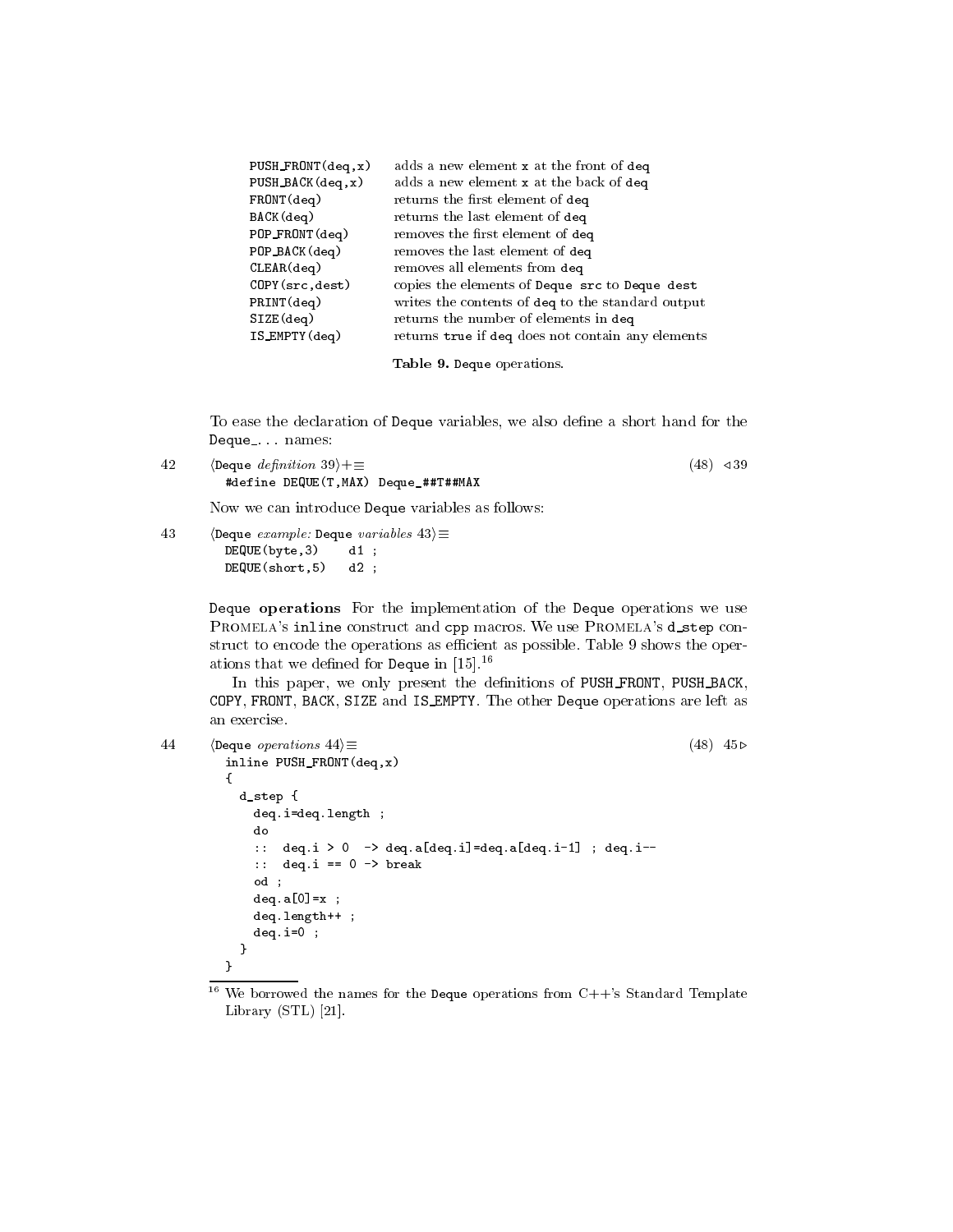| | |
|---|---|
| PUSH_FRONT(deq,x) | adds a new element x at the front of deq |
| PUSH_BACK(deq,x) | adds a new element x at the back of deq |
| FRONT(deq) | returns the first element of deq |
| BACK(deq) | returns the last element of deq |
| POP_FRONT(deq) | removes the first element of deq |
| POP_BACK(deq) | removes the last element of deq |
| CLEAR(deq) | removes all elements from deq |
| COPY(src,dest) | copies the elements of Deque src to Deque dest |
| PRINT(deq) | writes the contents of deq to the standard output |
| SIZE(deq) | returns the number of elements in deq |
| IS_EMPTY(deq) | returns true if deq does not contain any elements |

**Table 9.** Deque operations.

To ease the declaration of Deque variables, we also define a short hand for the Deque_... names:

42 ⟨Deque *definition* 39⟩+≡ (48) ◁39

```
#define DEQUE(T,MAX) Deque_##T##MAX
```

Now we can introduce Deque variables as follows:

43 ⟨Deque *example:* Deque *variables* 43⟩≡

```
DEQUE(byte,3)    d1 ;
DEQUE(short,5)   d2 ;
```

**Deque operations** For the implementation of the Deque operations we use PROMELA's inline construct and cpp macros. We use PROMELA's d_step construct to encode the operations as efficient as possible. Table 9 shows the operations that we defined for Deque in [15].[16]

In this paper, we only present the definitions of PUSH_FRONT, PUSH_BACK, COPY, FRONT, BACK, SIZE and IS_EMPTY. The other Deque operations are left as an exercise.

44 ⟨Deque *operations* 44⟩≡ (48) 45▷

```
inline PUSH_FRONT(deq,x)
{
  d_step {
    deq.i=deq.length ;
    do
    ::  deq.i > 0  -> deq.a[deq.i]=deq.a[deq.i-1] ; deq.i--
    ::  deq.i == 0 -> break
    od ;
    deq.a[0]=x ;
    deq.length++ ;
    deq.i=0 ;
  }
}
```

[16] We borrowed the names for the Deque operations from C++'s Standard Template Library (STL) [21].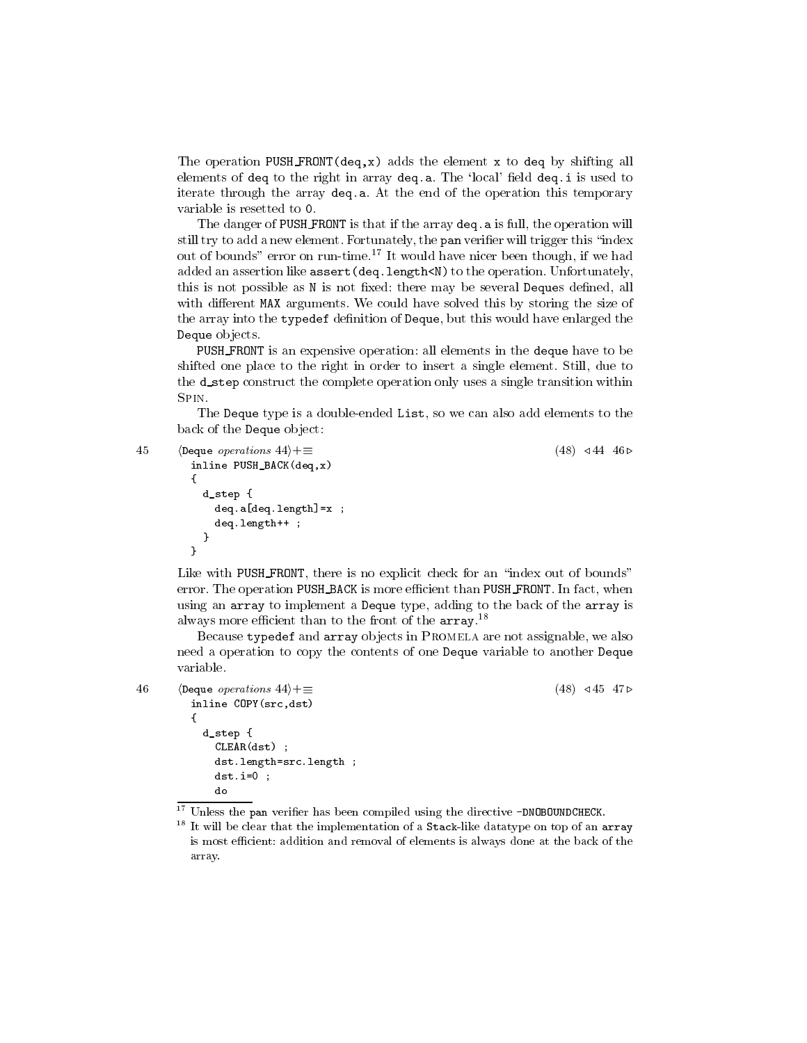The operation `PUSH_FRONT(deq,x)` adds the element `x` to `deq` by shifting all elements of `deq` to the right in array `deq.a`. The 'local' field `deq.i` is used to iterate through the array `deq.a`. At the end of the operation this temporary variable is resetted to `0`.

The danger of `PUSH_FRONT` is that if the array `deq.a` is full, the operation will still try to add a new element. Fortunately, the `pan` verifier will trigger this "index out of bounds" error on run-time.[17] It would have nicer been though, if we had added an assertion like `assert(deq.length<N)` to the operation. Unfortunately, this is not possible as `N` is not fixed: there may be several `Deque`s defined, all with different `MAX` arguments. We could have solved this by storing the size of the array into the `typedef` definition of `Deque`, but this would have enlarged the `Deque` objects.

`PUSH_FRONT` is an expensive operation: all elements in the `deque` have to be shifted one place to the right in order to insert a single element. Still, due to the `d_step` construct the complete operation only uses a single transition within Spin.

The `Deque` type is a double-ended `List`, so we can also add elements to the back of the `Deque` object:

45 ⟨`Deque` *operations* 44⟩+≡ (48) ◁44 46▷

```
inline PUSH_BACK(deq,x)
{
  d_step {
    deq.a[deq.length]=x ;
    deq.length++ ;
  }
}
```

Like with `PUSH_FRONT`, there is no explicit check for an "index out of bounds" error. The operation `PUSH_BACK` is more efficient than `PUSH_FRONT`. In fact, when using an `array` to implement a `Deque` type, adding to the back of the `array` is always more efficient than to the front of the `array`.[18]

Because `typedef` and `array` objects in Promela are not assignable, we also need a operation to copy the contents of one `Deque` variable to another `Deque` variable.

46 ⟨`Deque` *operations* 44⟩+≡ (48) ◁45 47▷

```
inline COPY(src,dst)
{
  d_step {
    CLEAR(dst) ;
    dst.length=src.length ;
    dst.i=0 ;
    do
```

[17] Unless the `pan` verifier has been compiled using the directive `-DNOBOUNDCHECK`.

[18] It will be clear that the implementation of a `Stack`-like datatype on top of an `array` is most efficient: addition and removal of elements is always done at the back of the array.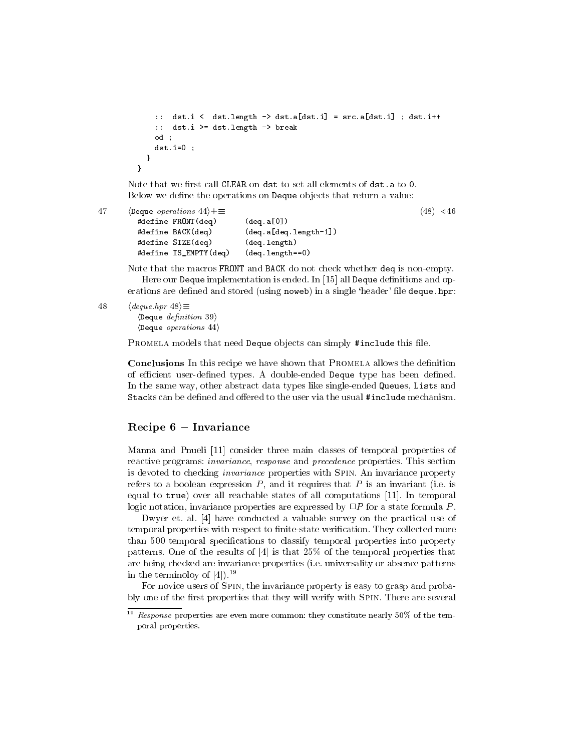```
      ::  dst.i <  dst.length -> dst.a[dst.i] = src.a[dst.i] ; dst.i++
      ::  dst.i >= dst.length -> break
      od ;
      dst.i=0 ;
    }
  }
```

Note that we first call CLEAR on dst to set all elements of dst.a to 0.
Below we define the operations on Deque objects that return a value:

47 ⟨Deque *operations* 44⟩+≡ (48) ◁46

```
  #define FRONT(deq)       (deq.a[0])
  #define BACK(deq)        (deq.a[deq.length-1])
  #define SIZE(deq)        (deq.length)
  #define IS_EMPTY(deq)    (deq.length==0)
```

Note that the macros FRONT and BACK do not check whether deq is non-empty.

Here our Deque implementation is ended. In [15] all Deque definitions and operations are defined and stored (using noweb) in a single 'header' file deque.hpr:

48 ⟨*deque.hpr* 48⟩≡

```
  ⟨Deque definition 39⟩
  ⟨Deque operations 44⟩
```

Promela models that need Deque objects can simply #include this file.

**Conclusions** In this recipe we have shown that Promela allows the definition of efficient user-defined types. A double-ended Deque type has been defined. In the same way, other abstract data types like single-ended Queues, Lists and Stacks can be defined and offered to the user via the usual #include mechanism.

## Recipe 6 – Invariance

Manna and Pnueli [11] consider three main classes of temporal properties of reactive programs: *invariance*, *response* and *precedence* properties. This section is devoted to checking *invariance* properties with Spin. An invariance property refers to a boolean expression $P$, and it requires that $P$ is an invariant (i.e. is equal to true) over all reachable states of all computations [11]. In temporal logic notation, invariance properties are expressed by $\Box P$ for a state formula $P$.

Dwyer et. al. [4] have conducted a valuable survey on the practical use of temporal properties with respect to finite-state verification. They collected more than 500 temporal specifications to classify temporal properties into property patterns. One of the results of [4] is that 25% of the temporal properties that are being checked are invariance properties (i.e. universality or absence patterns in the terminoloy of [4]).[19]

For novice users of Spin, the invariance property is easy to grasp and probably one of the first properties that they will verify with Spin. There are several

[19] *Response* properties are even more common: they constitute nearly 50% of the temporal properties.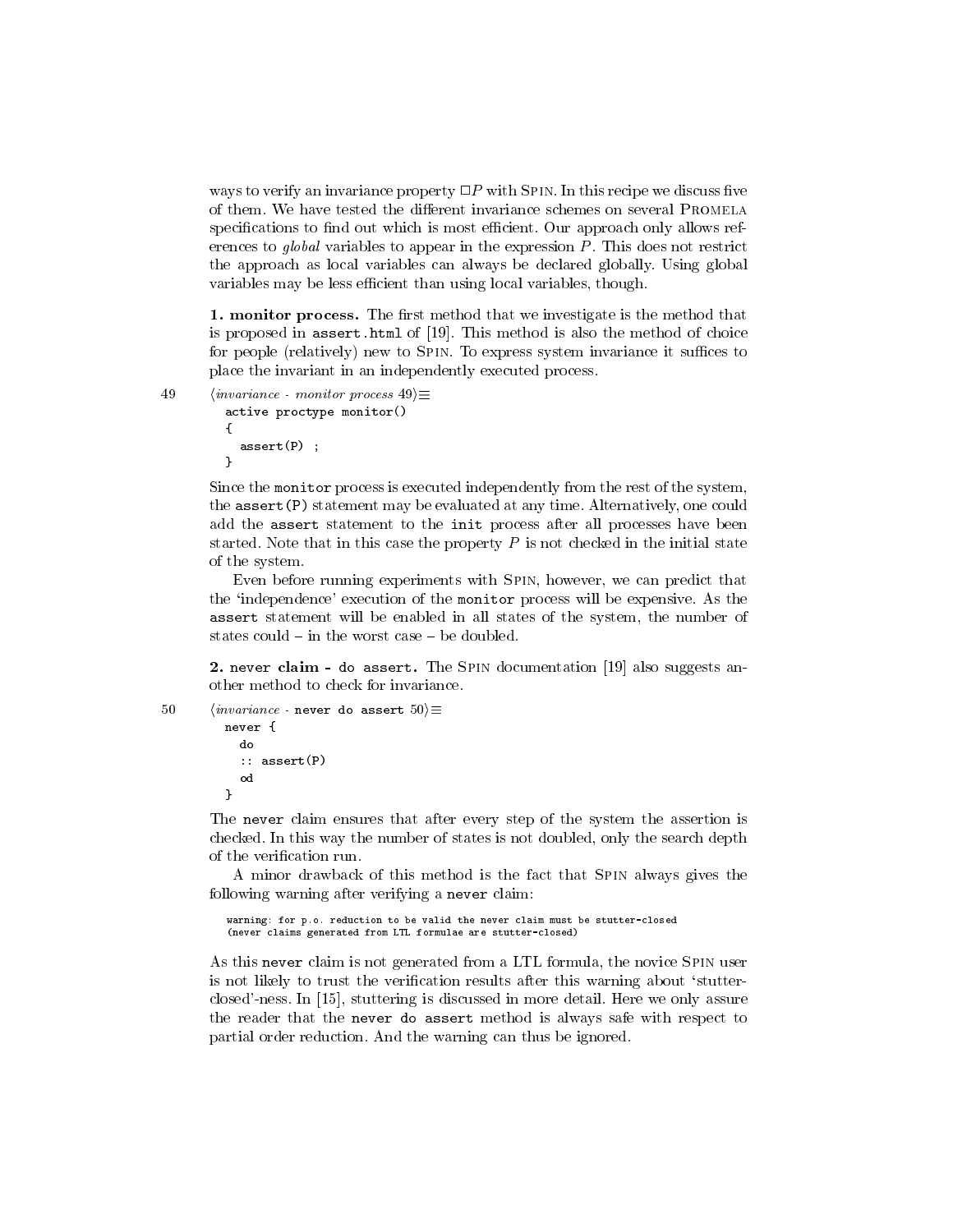ways to verify an invariance property $\Box P$ with SPIN. In this recipe we discuss five of them. We have tested the different invariance schemes on several PROMELA specifications to find out which is most efficient. Our approach only allows references to *global* variables to appear in the expression $P$. This does not restrict the approach as local variables can always be declared globally. Using global variables may be less efficient than using local variables, though.

**1. monitor process.** The first method that we investigate is the method that is proposed in `assert.html` of [19]. This method is also the method of choice for people (relatively) new to SPIN. To express system invariance it suffices to place the invariant in an independently executed process.

49 ⟨*invariance - monitor process* 49⟩≡

```
active proctype monitor()
{
  assert(P) ;
}
```

Since the `monitor` process is executed independently from the rest of the system, the `assert(P)` statement may be evaluated at any time. Alternatively, one could add the `assert` statement to the `init` process after all processes have been started. Note that in this case the property $P$ is not checked in the initial state of the system.

Even before running experiments with SPIN, however, we can predict that the 'independence' execution of the `monitor` process will be expensive. As the `assert` statement will be enabled in all states of the system, the number of states could – in the worst case – be doubled.

**2. `never` claim - `do assert`.** The SPIN documentation [19] also suggests another method to check for invariance.

50 ⟨*invariance* - `never do assert` 50⟩≡

```
never {
  do
  :: assert(P)
  od
}
```

The `never` claim ensures that after every step of the system the assertion is checked. In this way the number of states is not doubled, only the search depth of the verification run.

A minor drawback of this method is the fact that SPIN always gives the following warning after verifying a `never` claim:

```
warning: for p.o. reduction to be valid the never claim must be stutter-closed
(never claims generated from LTL formulae are stutter-closed)
```

As this `never` claim is not generated from a LTL formula, the novice SPIN user is not likely to trust the verification results after this warning about 'stutter-closed'-ness. In [15], stuttering is discussed in more detail. Here we only assure the reader that the `never do assert` method is always safe with respect to partial order reduction. And the warning can thus be ignored.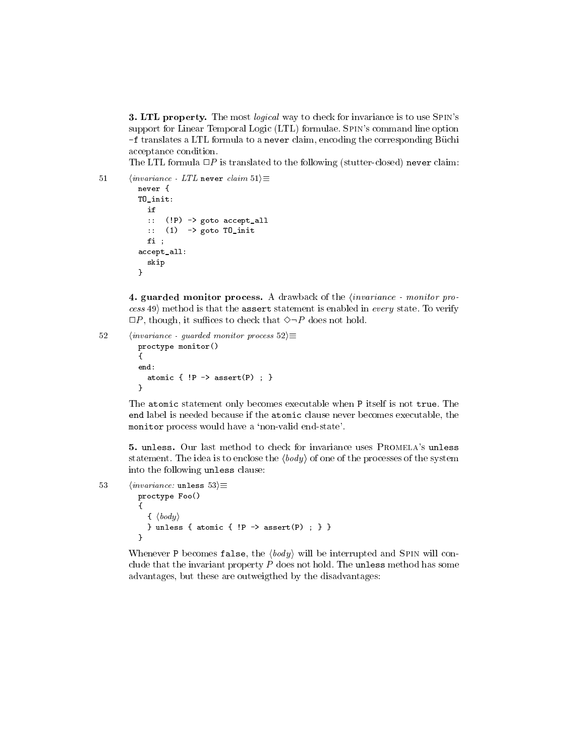**3. LTL property.** The most *logical* way to check for invariance is to use SPIN's support for Linear Temporal Logic (LTL) formulae. SPIN's command line option `-f` translates a LTL formula to a `never` claim, encoding the corresponding Büchi acceptance condition.

The LTL formula $\Box P$ is translated to the following (stutter-closed) `never` claim:

51 ⟨*invariance - LTL* `never` *claim* 51⟩≡

```
never {
T0_init:
  if
  ::  (!P) -> goto accept_all
  ::  (1)  -> goto T0_init
  fi ;
accept_all:
  skip
}
```

**4. guarded monitor process.** A drawback of the ⟨*invariance - monitor process* 49⟩ method is that the `assert` statement is enabled in *every* state. To verify $\Box P$, though, it suffices to check that $\Diamond \neg P$ does not hold.

52 ⟨*invariance - guarded monitor process* 52⟩≡

```
proctype monitor()
{
end:
  atomic { !P -> assert(P) ; }
}
```

The `atomic` statement only becomes executable when `P` itself is not `true`. The `end` label is needed because if the `atomic` clause never becomes executable, the `monitor` process would have a 'non-valid end-state'.

**5. unless.** Our last method to check for invariance uses PROMELA's `unless` statement. The idea is to enclose the ⟨*body*⟩ of one of the processes of the system into the following `unless` clause:

53 ⟨*invariance:* `unless` 53⟩≡

```
proctype Foo()
{
  { ⟨body⟩
  } unless { atomic { !P -> assert(P) ; } }
}
```

Whenever `P` becomes `false`, the ⟨*body*⟩ will be interrupted and SPIN will conclude that the invariant property $P$ does not hold. The `unless` method has some advantages, but these are outweigthed by the disadvantages: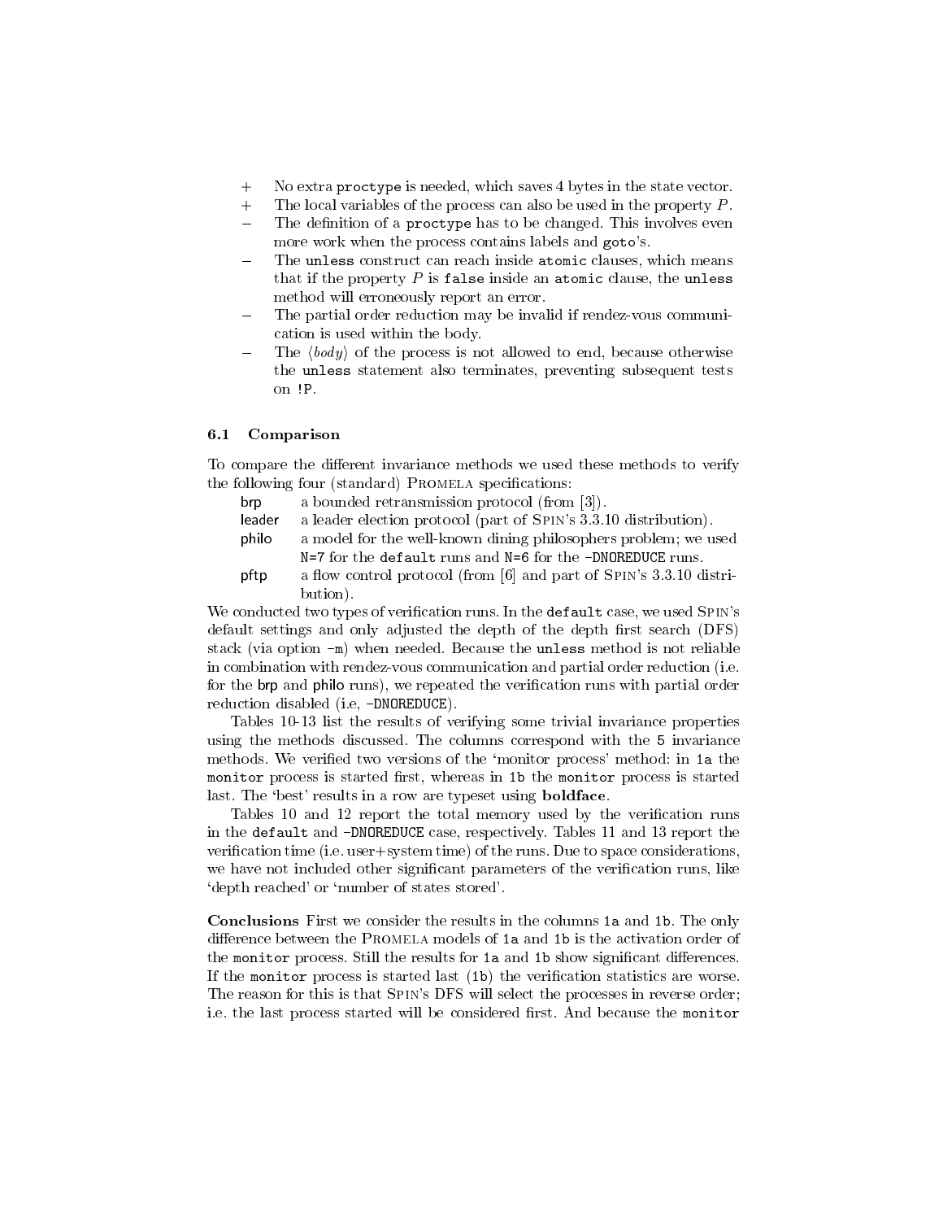- \+ No extra `proctype` is needed, which saves 4 bytes in the state vector.
- \+ The local variables of the process can also be used in the property $P$.
- − The definition of a `proctype` has to be changed. This involves even more work when the process contains labels and `goto`'s.
- − The `unless` construct can reach inside `atomic` clauses, which means that if the property $P$ is `false` inside an `atomic` clause, the `unless` method will erroneously report an error.
- − The partial order reduction may be invalid if rendez-vous communication is used within the body.
- − The $\langle body \rangle$ of the process is not allowed to end, because otherwise the `unless` statement also terminates, preventing subsequent tests on `!P`.

### 6.1 Comparison

To compare the different invariance methods we used these methods to verify the following four (standard) Promela specifications:

- brp: a bounded retransmission protocol (from [3]).
- leader: a leader election protocol (part of Spin's 3.3.10 distribution).
- philo: a model for the well-known dining philosophers problem; we used `N=7` for the `default` runs and `N=6` for the `-DNOREDUCE` runs.
- pftp: a flow control protocol (from [6] and part of Spin's 3.3.10 distribution).

We conducted two types of verification runs. In the `default` case, we used Spin's default settings and only adjusted the depth of the depth first search (DFS) stack (via option `-m`) when needed. Because the `unless` method is not reliable in combination with rendez-vous communication and partial order reduction (i.e. for the brp and philo runs), we repeated the verification runs with partial order reduction disabled (i.e, `-DNOREDUCE`).

Tables 10-13 list the results of verifying some trivial invariance properties using the methods discussed. The columns correspond with the `5` invariance methods. We verified two versions of the 'monitor process' method: in `1a` the `monitor` process is started first, whereas in `1b` the `monitor` process is started last. The 'best' results in a row are typeset using **boldface**.

Tables 10 and 12 report the total memory used by the verification runs in the `default` and `-DNOREDUCE` case, respectively. Tables 11 and 13 report the verification time (i.e. user+system time) of the runs. Due to space considerations, we have not included other significant parameters of the verification runs, like 'depth reached' or 'number of states stored'.

**Conclusions** First we consider the results in the columns `1a` and `1b`. The only difference between the Promela models of `1a` and `1b` is the activation order of the `monitor` process. Still the results for `1a` and `1b` show significant differences. If the `monitor` process is started last (`1b`) the verification statistics are worse. The reason for this is that Spin's DFS will select the processes in reverse order; i.e. the last process started will be considered first. And because the `monitor`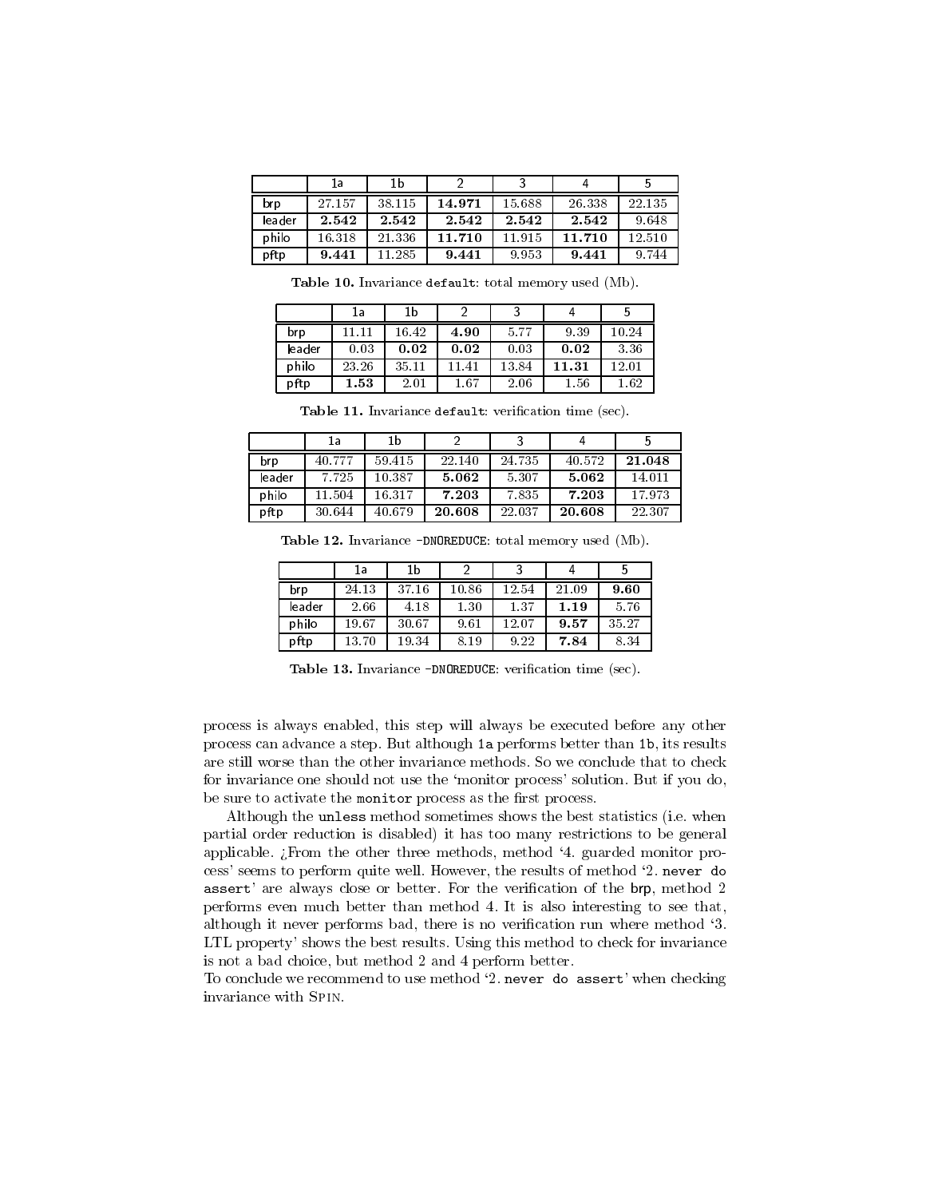|  | 1a | 1b | 2 | 3 | 4 | 5 |
|---|---|---|---|---|---|---|
| brp | 27.157 | 38.115 | **14.971** | 15.688 | 26.338 | 22.135 |
| leader | **2.542** | **2.542** | **2.542** | **2.542** | **2.542** | 9.648 |
| philo | 16.318 | 21.336 | **11.710** | 11.915 | **11.710** | 12.510 |
| pftp | **9.441** | 11.285 | **9.441** | 9.953 | **9.441** | 9.744 |

**Table 10.** Invariance `default`: total memory used (Mb).

|  | 1a | 1b | 2 | 3 | 4 | 5 |
|---|---|---|---|---|---|---|
| brp | 11.11 | 16.42 | **4.90** | 5.77 | 9.39 | 10.24 |
| leader | 0.03 | **0.02** | **0.02** | 0.03 | **0.02** | 3.36 |
| philo | 23.26 | 35.11 | 11.41 | 13.84 | **11.31** | 12.01 |
| pftp | **1.53** | 2.01 | 1.67 | 2.06 | 1.56 | 1.62 |

**Table 11.** Invariance `default`: verification time (sec).

|  | 1a | 1b | 2 | 3 | 4 | 5 |
|---|---|---|---|---|---|---|
| brp | 40.777 | 59.415 | 22.140 | 24.735 | 40.572 | **21.048** |
| leader | 7.725 | 10.387 | **5.062** | 5.307 | **5.062** | 14.011 |
| philo | 11.504 | 16.317 | **7.203** | 7.835 | **7.203** | 17.973 |
| pftp | 30.644 | 40.679 | **20.608** | 22.037 | **20.608** | 22.307 |

**Table 12.** Invariance `-DNOREDUCE`: total memory used (Mb).

|  | 1a | 1b | 2 | 3 | 4 | 5 |
|---|---|---|---|---|---|---|
| brp | 24.13 | 37.16 | 10.86 | 12.54 | 21.09 | **9.60** |
| leader | 2.66 | 4.18 | 1.30 | 1.37 | **1.19** | 5.76 |
| philo | 19.67 | 30.67 | 9.61 | 12.07 | **9.57** | 35.27 |
| pftp | 13.70 | 19.34 | 8.19 | 9.22 | **7.84** | 8.34 |

**Table 13.** Invariance `-DNOREDUCE`: verification time (sec).

process is always enabled, this step will always be executed before any other process can advance a step. But although `1a` performs better than `1b`, its results are still worse than the other invariance methods. So we conclude that to check for invariance one should not use the 'monitor process' solution. But if you do, be sure to activate the `monitor` process as the first process.

Although the `unless` method sometimes shows the best statistics (i.e. when partial order reduction is disabled) it has too many restrictions to be general applicable. ¿From the other three methods, method '4. guarded monitor process' seems to perform quite well. However, the results of method '2. `never do assert`' are always close or better. For the verification of the brp, method 2 performs even much better than method 4. It is also interesting to see that, although it never performs bad, there is no verification run where method '3. LTL property' shows the best results. Using this method to check for invariance is not a bad choice, but method 2 and 4 perform better.
To conclude we recommend to use method '2. `never do assert`' when checking invariance with Spin.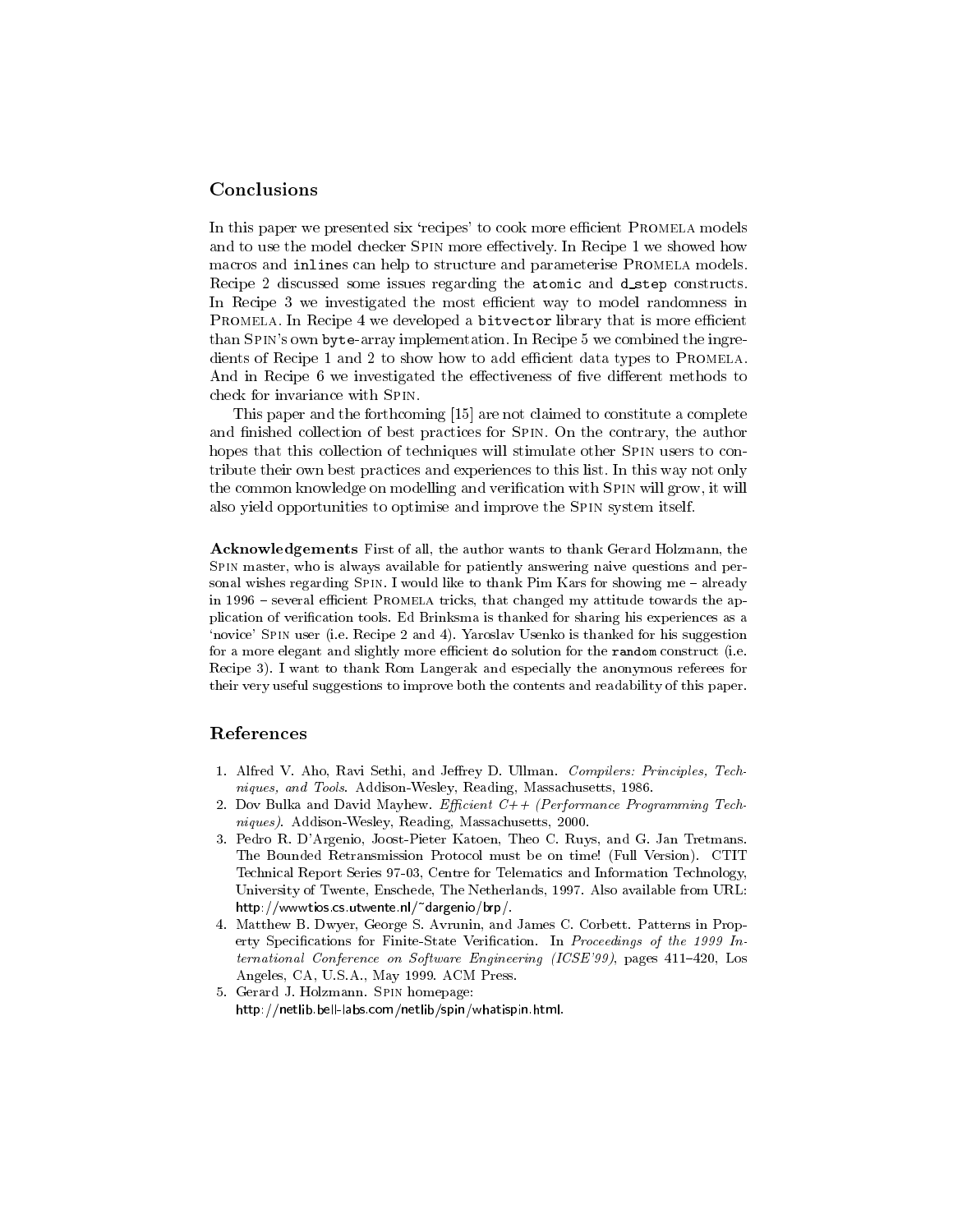## Conclusions

In this paper we presented six 'recipes' to cook more efficient PROMELA models and to use the model checker SPIN more effectively. In Recipe 1 we showed how macros and `inline`s can help to structure and parameterise PROMELA models. Recipe 2 discussed some issues regarding the `atomic` and `d_step` constructs. In Recipe 3 we investigated the most efficient way to model randomness in PROMELA. In Recipe 4 we developed a `bitvector` library that is more efficient than SPIN's own `byte`-array implementation. In Recipe 5 we combined the ingredients of Recipe 1 and 2 to show how to add efficient data types to PROMELA. And in Recipe 6 we investigated the effectiveness of five different methods to check for invariance with SPIN.

This paper and the forthcoming [15] are not claimed to constitute a complete and finished collection of best practices for SPIN. On the contrary, the author hopes that this collection of techniques will stimulate other SPIN users to contribute their own best practices and experiences to this list. In this way not only the common knowledge on modelling and verification with SPIN will grow, it will also yield opportunities to optimise and improve the SPIN system itself.

**Acknowledgements** First of all, the author wants to thank Gerard Holzmann, the SPIN master, who is always available for patiently answering naive questions and personal wishes regarding SPIN. I would like to thank Pim Kars for showing me – already in 1996 – several efficient PROMELA tricks, that changed my attitude towards the application of verification tools. Ed Brinksma is thanked for sharing his experiences as a 'novice' SPIN user (i.e. Recipe 2 and 4). Yaroslav Usenko is thanked for his suggestion for a more elegant and slightly more efficient `do` solution for the `random` construct (i.e. Recipe 3). I want to thank Rom Langerak and especially the anonymous referees for their very useful suggestions to improve both the contents and readability of this paper.

## References

1. Alfred V. Aho, Ravi Sethi, and Jeffrey D. Ullman. *Compilers: Principles, Techniques, and Tools*. Addison-Wesley, Reading, Massachusetts, 1986.
2. Dov Bulka and David Mayhew. *Efficient C++ (Performance Programming Techniques)*. Addison-Wesley, Reading, Massachusetts, 2000.
3. Pedro R. D'Argenio, Joost-Pieter Katoen, Theo C. Ruys, and G. Jan Tretmans. The Bounded Retransmission Protocol must be on time! (Full Version). CTIT Technical Report Series 97-03, Centre for Telematics and Information Technology, University of Twente, Enschede, The Netherlands, 1997. Also available from URL: http://wwwtios.cs.utwente.nl/~dargenio/brp/.
4. Matthew B. Dwyer, George S. Avrunin, and James C. Corbett. Patterns in Property Specifications for Finite-State Verification. In *Proceedings of the 1999 International Conference on Software Engineering (ICSE'99)*, pages 411–420, Los Angeles, CA, U.S.A., May 1999. ACM Press.
5. Gerard J. Holzmann. SPIN homepage: http://netlib.bell-labs.com/netlib/spin/whatispin.html.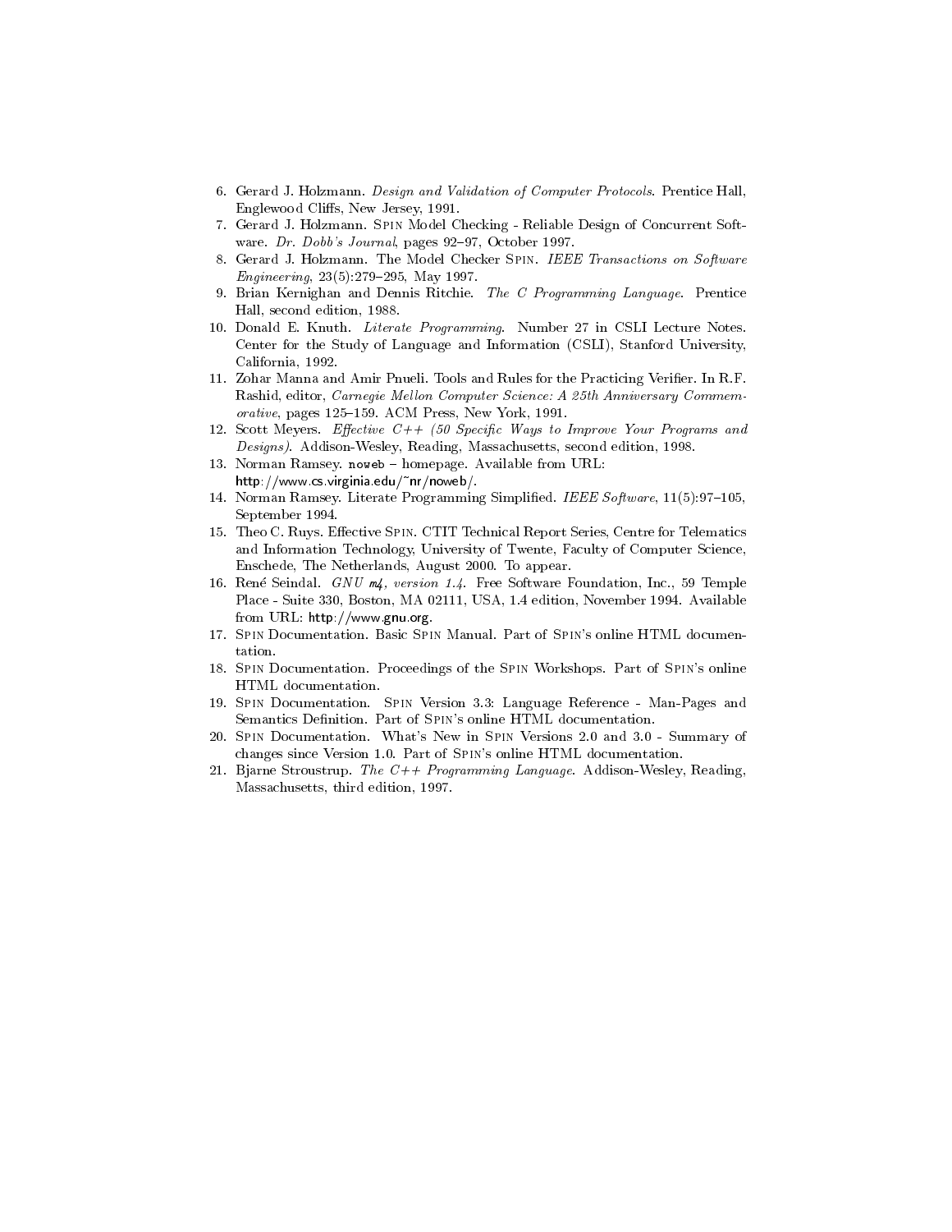6. Gerard J. Holzmann. *Design and Validation of Computer Protocols*. Prentice Hall, Englewood Cliffs, New Jersey, 1991.
7. Gerard J. Holzmann. SPIN Model Checking - Reliable Design of Concurrent Software. *Dr. Dobb's Journal*, pages 92–97, October 1997.
8. Gerard J. Holzmann. The Model Checker SPIN. *IEEE Transactions on Software Engineering*, 23(5):279–295, May 1997.
9. Brian Kernighan and Dennis Ritchie. *The C Programming Language*. Prentice Hall, second edition, 1988.
10. Donald E. Knuth. *Literate Programming*. Number 27 in CSLI Lecture Notes. Center for the Study of Language and Information (CSLI), Stanford University, California, 1992.
11. Zohar Manna and Amir Pnueli. Tools and Rules for the Practicing Verifier. In R.F. Rashid, editor, *Carnegie Mellon Computer Science: A 25th Anniversary Commemorative*, pages 125–159. ACM Press, New York, 1991.
12. Scott Meyers. *Effective C++ (50 Specific Ways to Improve Your Programs and Designs)*. Addison-Wesley, Reading, Massachusetts, second edition, 1998.
13. Norman Ramsey. `noweb` – homepage. Available from URL: http://www.cs.virginia.edu/~nr/noweb/.
14. Norman Ramsey. Literate Programming Simplified. *IEEE Software*, 11(5):97–105, September 1994.
15. Theo C. Ruys. Effective SPIN. CTIT Technical Report Series, Centre for Telematics and Information Technology, University of Twente, Faculty of Computer Science, Enschede, The Netherlands, August 2000. To appear.
16. René Seindal. *GNU m4, version 1.4*. Free Software Foundation, Inc., 59 Temple Place - Suite 330, Boston, MA 02111, USA, 1.4 edition, November 1994. Available from URL: http://www.gnu.org.
17. SPIN Documentation. Basic SPIN Manual. Part of SPIN's online HTML documentation.
18. SPIN Documentation. Proceedings of the SPIN Workshops. Part of SPIN's online HTML documentation.
19. SPIN Documentation. SPIN Version 3.3: Language Reference - Man-Pages and Semantics Definition. Part of SPIN's online HTML documentation.
20. SPIN Documentation. What's New in SPIN Versions 2.0 and 3.0 - Summary of changes since Version 1.0. Part of SPIN's online HTML documentation.
21. Bjarne Stroustrup. *The C++ Programming Language*. Addison-Wesley, Reading, Massachusetts, third edition, 1997.